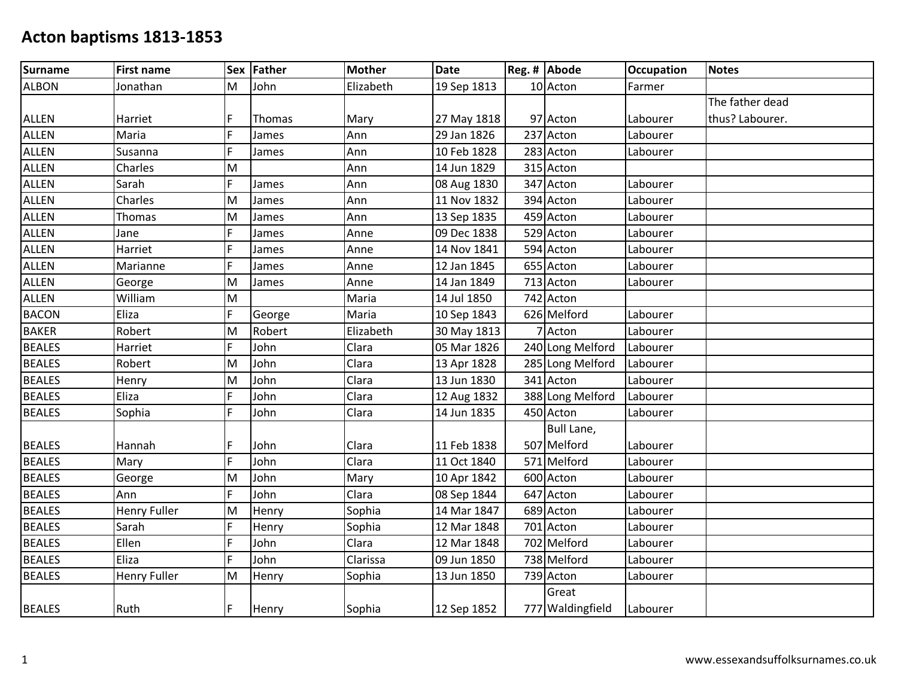# Acton baptisms 1813-1853

| Surname | First name | Sex | Father | Mother | Date | Reg. # | Abode | Occupation | Notes |
|---|---|---|---|---|---|---|---|---|---|
| ALBON | Jonathan | M | John | Elizabeth | 19 Sep 1813 | 10 | Acton | Farmer | |
| ALLEN | Harriet | F | Thomas | Mary | 27 May 1818 | 97 | Acton | Labourer | The father dead thus? Labourer. |
| ALLEN | Maria | F | James | Ann | 29 Jan 1826 | 237 | Acton | Labourer | |
| ALLEN | Susanna | F | James | Ann | 10 Feb 1828 | 283 | Acton | Labourer | |
| ALLEN | Charles | M | | Ann | 14 Jun 1829 | 315 | Acton | | |
| ALLEN | Sarah | F | James | Ann | 08 Aug 1830 | 347 | Acton | Labourer | |
| ALLEN | Charles | M | James | Ann | 11 Nov 1832 | 394 | Acton | Labourer | |
| ALLEN | Thomas | M | James | Ann | 13 Sep 1835 | 459 | Acton | Labourer | |
| ALLEN | Jane | F | James | Anne | 09 Dec 1838 | 529 | Acton | Labourer | |
| ALLEN | Harriet | F | James | Anne | 14 Nov 1841 | 594 | Acton | Labourer | |
| ALLEN | Marianne | F | James | Anne | 12 Jan 1845 | 655 | Acton | Labourer | |
| ALLEN | George | M | James | Anne | 14 Jan 1849 | 713 | Acton | Labourer | |
| ALLEN | William | M | | Maria | 14 Jul 1850 | 742 | Acton | | |
| BACON | Eliza | F | George | Maria | 10 Sep 1843 | 626 | Melford | Labourer | |
| BAKER | Robert | M | Robert | Elizabeth | 30 May 1813 | 7 | Acton | Labourer | |
| BEALES | Harriet | F | John | Clara | 05 Mar 1826 | 240 | Long Melford | Labourer | |
| BEALES | Robert | M | John | Clara | 13 Apr 1828 | 285 | Long Melford | Labourer | |
| BEALES | Henry | M | John | Clara | 13 Jun 1830 | 341 | Acton | Labourer | |
| BEALES | Eliza | F | John | Clara | 12 Aug 1832 | 388 | Long Melford | Labourer | |
| BEALES | Sophia | F | John | Clara | 14 Jun 1835 | 450 | Acton | Labourer | |
| BEALES | Hannah | F | John | Clara | 11 Feb 1838 | 507 | Bull Lane, Melford | Labourer | |
| BEALES | Mary | F | John | Clara | 11 Oct 1840 | 571 | Melford | Labourer | |
| BEALES | George | M | John | Mary | 10 Apr 1842 | 600 | Acton | Labourer | |
| BEALES | Ann | F | John | Clara | 08 Sep 1844 | 647 | Acton | Labourer | |
| BEALES | Henry Fuller | M | Henry | Sophia | 14 Mar 1847 | 689 | Acton | Labourer | |
| BEALES | Sarah | F | Henry | Sophia | 12 Mar 1848 | 701 | Acton | Labourer | |
| BEALES | Ellen | F | John | Clara | 12 Mar 1848 | 702 | Melford | Labourer | |
| BEALES | Eliza | F | John | Clarissa | 09 Jun 1850 | 738 | Melford | Labourer | |
| BEALES | Henry Fuller | M | Henry | Sophia | 13 Jun 1850 | 739 | Acton | Labourer | |
| BEALES | Ruth | F | Henry | Sophia | 12 Sep 1852 | 777 | Great Waldingfield | Labourer | |

www.essexandsuffolksurnames.co.uk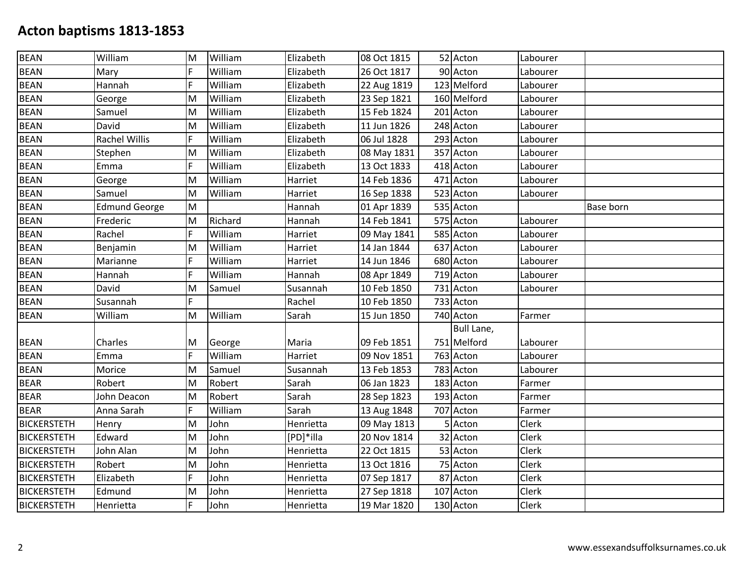# Acton baptisms 1813-1853

| | | | | | | | | | |
|---|---|---|---|---|---|---|---|---|---|
| BEAN | William | M | William | Elizabeth | 08 Oct 1815 | 52 | Acton | Labourer | |
| BEAN | Mary | F | William | Elizabeth | 26 Oct 1817 | 90 | Acton | Labourer | |
| BEAN | Hannah | F | William | Elizabeth | 22 Aug 1819 | 123 | Melford | Labourer | |
| BEAN | George | M | William | Elizabeth | 23 Sep 1821 | 160 | Melford | Labourer | |
| BEAN | Samuel | M | William | Elizabeth | 15 Feb 1824 | 201 | Acton | Labourer | |
| BEAN | David | M | William | Elizabeth | 11 Jun 1826 | 248 | Acton | Labourer | |
| BEAN | Rachel Willis | F | William | Elizabeth | 06 Jul 1828 | 293 | Acton | Labourer | |
| BEAN | Stephen | M | William | Elizabeth | 08 May 1831 | 357 | Acton | Labourer | |
| BEAN | Emma | F | William | Elizabeth | 13 Oct 1833 | 418 | Acton | Labourer | |
| BEAN | George | M | William | Harriet | 14 Feb 1836 | 471 | Acton | Labourer | |
| BEAN | Samuel | M | William | Harriet | 16 Sep 1838 | 523 | Acton | Labourer | |
| BEAN | Edmund George | M | | Hannah | 01 Apr 1839 | 535 | Acton | | Base born |
| BEAN | Frederic | M | Richard | Hannah | 14 Feb 1841 | 575 | Acton | Labourer | |
| BEAN | Rachel | F | William | Harriet | 09 May 1841 | 585 | Acton | Labourer | |
| BEAN | Benjamin | M | William | Harriet | 14 Jan 1844 | 637 | Acton | Labourer | |
| BEAN | Marianne | F | William | Harriet | 14 Jun 1846 | 680 | Acton | Labourer | |
| BEAN | Hannah | F | William | Hannah | 08 Apr 1849 | 719 | Acton | Labourer | |
| BEAN | David | M | Samuel | Susannah | 10 Feb 1850 | 731 | Acton | Labourer | |
| BEAN | Susannah | F | | Rachel | 10 Feb 1850 | 733 | Acton | | |
| BEAN | William | M | William | Sarah | 15 Jun 1850 | 740 | Acton | Farmer | |
| BEAN | Charles | M | George | Maria | 09 Feb 1851 | 751 | Bull Lane, Melford | Labourer | |
| BEAN | Emma | F | William | Harriet | 09 Nov 1851 | 763 | Acton | Labourer | |
| BEAN | Morice | M | Samuel | Susannah | 13 Feb 1853 | 783 | Acton | Labourer | |
| BEAR | Robert | M | Robert | Sarah | 06 Jan 1823 | 183 | Acton | Farmer | |
| BEAR | John Deacon | M | Robert | Sarah | 28 Sep 1823 | 193 | Acton | Farmer | |
| BEAR | Anna Sarah | F | William | Sarah | 13 Aug 1848 | 707 | Acton | Farmer | |
| BICKERSTETH | Henry | M | John | Henrietta | 09 May 1813 | 5 | Acton | Clerk | |
| BICKERSTETH | Edward | M | John | [PD]*illa | 20 Nov 1814 | 32 | Acton | Clerk | |
| BICKERSTETH | John Alan | M | John | Henrietta | 22 Oct 1815 | 53 | Acton | Clerk | |
| BICKERSTETH | Robert | M | John | Henrietta | 13 Oct 1816 | 75 | Acton | Clerk | |
| BICKERSTETH | Elizabeth | F | John | Henrietta | 07 Sep 1817 | 87 | Acton | Clerk | |
| BICKERSTETH | Edmund | M | John | Henrietta | 27 Sep 1818 | 107 | Acton | Clerk | |
| BICKERSTETH | Henrietta | F | John | Henrietta | 19 Mar 1820 | 130 | Acton | Clerk | |

www.essexandsuffolksurnames.co.uk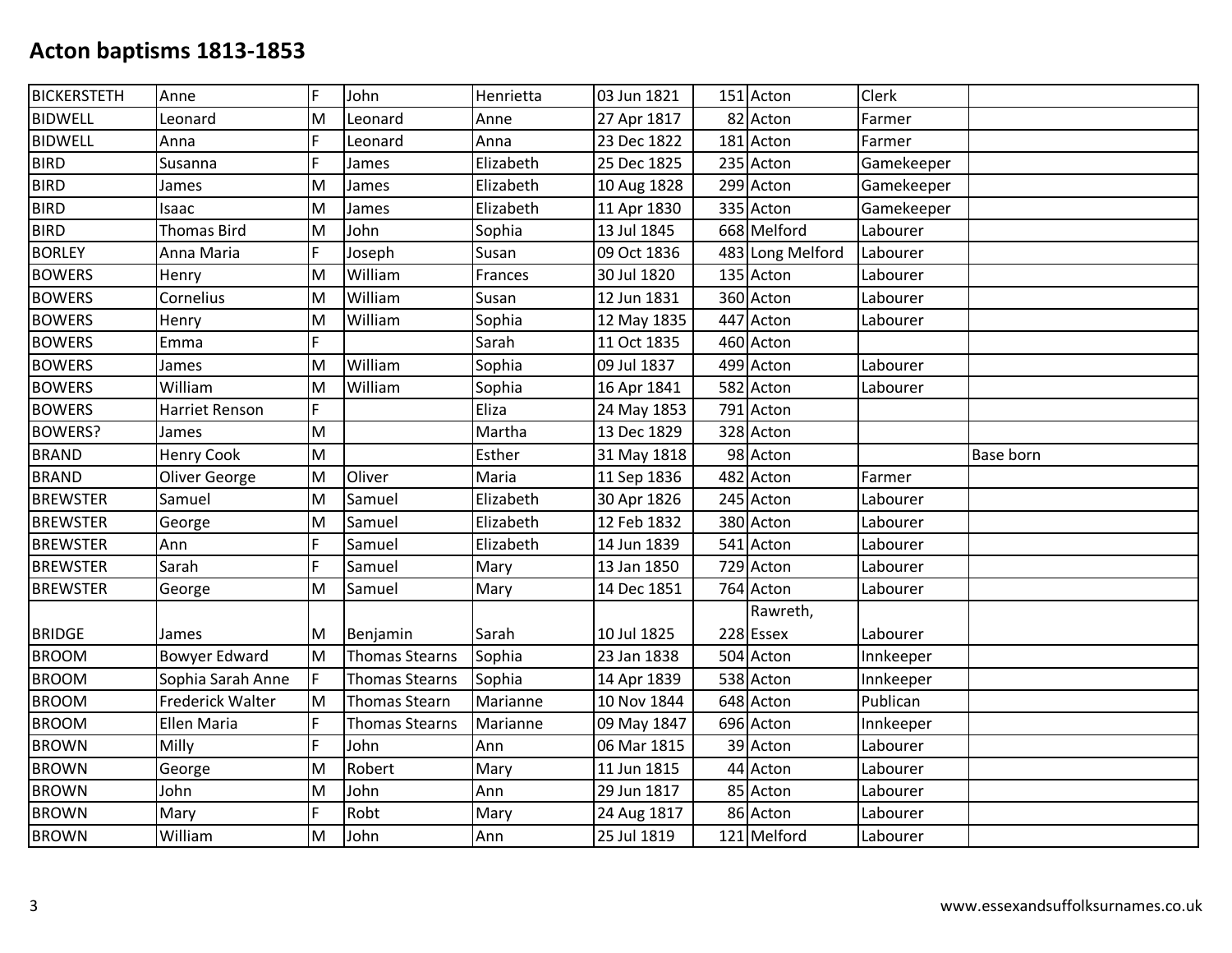# Acton baptisms 1813-1853

| | | | | | | | | | |
|---|---|---|---|---|---|---|---|---|---|
| BICKERSTETH | Anne | F | John | Henrietta | 03 Jun 1821 | 151 | Acton | Clerk | |
| BIDWELL | Leonard | M | Leonard | Anne | 27 Apr 1817 | 82 | Acton | Farmer | |
| BIDWELL | Anna | F | Leonard | Anna | 23 Dec 1822 | 181 | Acton | Farmer | |
| BIRD | Susanna | F | James | Elizabeth | 25 Dec 1825 | 235 | Acton | Gamekeeper | |
| BIRD | James | M | James | Elizabeth | 10 Aug 1828 | 299 | Acton | Gamekeeper | |
| BIRD | Isaac | M | James | Elizabeth | 11 Apr 1830 | 335 | Acton | Gamekeeper | |
| BIRD | Thomas Bird | M | John | Sophia | 13 Jul 1845 | 668 | Melford | Labourer | |
| BORLEY | Anna Maria | F | Joseph | Susan | 09 Oct 1836 | 483 | Long Melford | Labourer | |
| BOWERS | Henry | M | William | Frances | 30 Jul 1820 | 135 | Acton | Labourer | |
| BOWERS | Cornelius | M | William | Susan | 12 Jun 1831 | 360 | Acton | Labourer | |
| BOWERS | Henry | M | William | Sophia | 12 May 1835 | 447 | Acton | Labourer | |
| BOWERS | Emma | F | | Sarah | 11 Oct 1835 | 460 | Acton | | |
| BOWERS | James | M | William | Sophia | 09 Jul 1837 | 499 | Acton | Labourer | |
| BOWERS | William | M | William | Sophia | 16 Apr 1841 | 582 | Acton | Labourer | |
| BOWERS | Harriet Renson | F | | Eliza | 24 May 1853 | 791 | Acton | | |
| BOWERS? | James | M | | Martha | 13 Dec 1829 | 328 | Acton | | |
| BRAND | Henry Cook | M | | Esther | 31 May 1818 | 98 | Acton | | Base born |
| BRAND | Oliver George | M | Oliver | Maria | 11 Sep 1836 | 482 | Acton | Farmer | |
| BREWSTER | Samuel | M | Samuel | Elizabeth | 30 Apr 1826 | 245 | Acton | Labourer | |
| BREWSTER | George | M | Samuel | Elizabeth | 12 Feb 1832 | 380 | Acton | Labourer | |
| BREWSTER | Ann | F | Samuel | Elizabeth | 14 Jun 1839 | 541 | Acton | Labourer | |
| BREWSTER | Sarah | F | Samuel | Mary | 13 Jan 1850 | 729 | Acton | Labourer | |
| BREWSTER | George | M | Samuel | Mary | 14 Dec 1851 | 764 | Acton | Labourer | |
| BRIDGE | James | M | Benjamin | Sarah | 10 Jul 1825 | 228 | Rawreth, Essex | Labourer | |
| BROOM | Bowyer Edward | M | Thomas Stearns | Sophia | 23 Jan 1838 | 504 | Acton | Innkeeper | |
| BROOM | Sophia Sarah Anne | F | Thomas Stearns | Sophia | 14 Apr 1839 | 538 | Acton | Innkeeper | |
| BROOM | Frederick Walter | M | Thomas Stearn | Marianne | 10 Nov 1844 | 648 | Acton | Publican | |
| BROOM | Ellen Maria | F | Thomas Stearns | Marianne | 09 May 1847 | 696 | Acton | Innkeeper | |
| BROWN | Milly | F | John | Ann | 06 Mar 1815 | 39 | Acton | Labourer | |
| BROWN | George | M | Robert | Mary | 11 Jun 1815 | 44 | Acton | Labourer | |
| BROWN | John | M | John | Ann | 29 Jun 1817 | 85 | Acton | Labourer | |
| BROWN | Mary | F | Robt | Mary | 24 Aug 1817 | 86 | Acton | Labourer | |
| BROWN | William | M | John | Ann | 25 Jul 1819 | 121 | Melford | Labourer | |

www.essexandsuffolksurnames.co.uk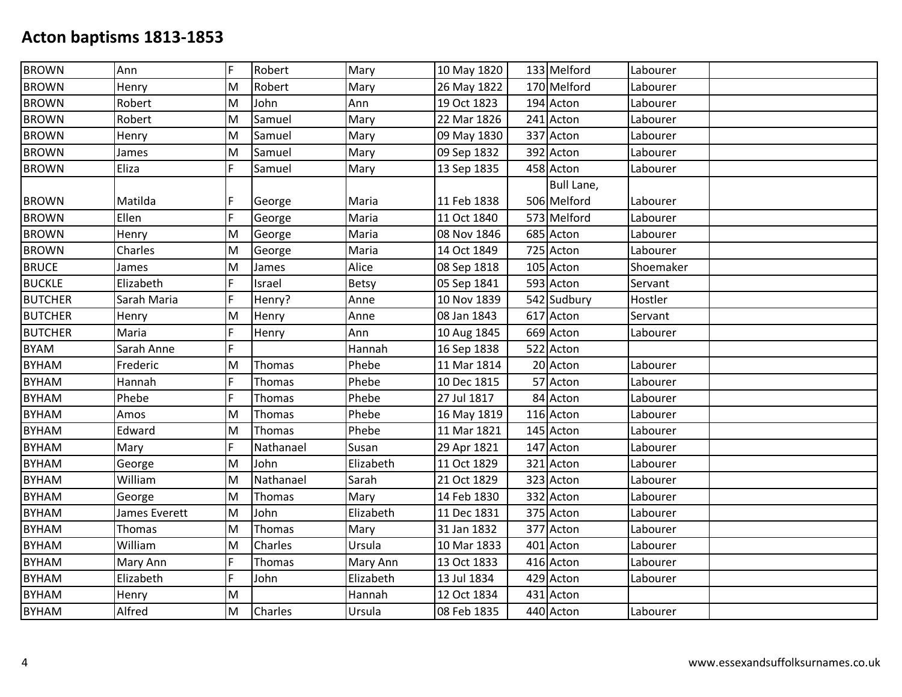# Acton baptisms 1813-1853

| | | | | | | | | | |
|---|---|---|---|---|---|---|---|---|---|
| BROWN | Ann | F | Robert | Mary | 10 May 1820 | 133 | Melford | Labourer | |
| BROWN | Henry | M | Robert | Mary | 26 May 1822 | 170 | Melford | Labourer | |
| BROWN | Robert | M | John | Ann | 19 Oct 1823 | 194 | Acton | Labourer | |
| BROWN | Robert | M | Samuel | Mary | 22 Mar 1826 | 241 | Acton | Labourer | |
| BROWN | Henry | M | Samuel | Mary | 09 May 1830 | 337 | Acton | Labourer | |
| BROWN | James | M | Samuel | Mary | 09 Sep 1832 | 392 | Acton | Labourer | |
| BROWN | Eliza | F | Samuel | Mary | 13 Sep 1835 | 458 | Acton | Labourer | |
| BROWN | Matilda | F | George | Maria | 11 Feb 1838 | 506 | Bull Lane, Melford | Labourer | |
| BROWN | Ellen | F | George | Maria | 11 Oct 1840 | 573 | Melford | Labourer | |
| BROWN | Henry | M | George | Maria | 08 Nov 1846 | 685 | Acton | Labourer | |
| BROWN | Charles | M | George | Maria | 14 Oct 1849 | 725 | Acton | Labourer | |
| BRUCE | James | M | James | Alice | 08 Sep 1818 | 105 | Acton | Shoemaker | |
| BUCKLE | Elizabeth | F | Israel | Betsy | 05 Sep 1841 | 593 | Acton | Servant | |
| BUTCHER | Sarah Maria | F | Henry? | Anne | 10 Nov 1839 | 542 | Sudbury | Hostler | |
| BUTCHER | Henry | M | Henry | Anne | 08 Jan 1843 | 617 | Acton | Servant | |
| BUTCHER | Maria | F | Henry | Ann | 10 Aug 1845 | 669 | Acton | Labourer | |
| BYAM | Sarah Anne | F | | Hannah | 16 Sep 1838 | 522 | Acton | | |
| BYHAM | Frederic | M | Thomas | Phebe | 11 Mar 1814 | 20 | Acton | Labourer | |
| BYHAM | Hannah | F | Thomas | Phebe | 10 Dec 1815 | 57 | Acton | Labourer | |
| BYHAM | Phebe | F | Thomas | Phebe | 27 Jul 1817 | 84 | Acton | Labourer | |
| BYHAM | Amos | M | Thomas | Phebe | 16 May 1819 | 116 | Acton | Labourer | |
| BYHAM | Edward | M | Thomas | Phebe | 11 Mar 1821 | 145 | Acton | Labourer | |
| BYHAM | Mary | F | Nathanael | Susan | 29 Apr 1821 | 147 | Acton | Labourer | |
| BYHAM | George | M | John | Elizabeth | 11 Oct 1829 | 321 | Acton | Labourer | |
| BYHAM | William | M | Nathanael | Sarah | 21 Oct 1829 | 323 | Acton | Labourer | |
| BYHAM | George | M | Thomas | Mary | 14 Feb 1830 | 332 | Acton | Labourer | |
| BYHAM | James Everett | M | John | Elizabeth | 11 Dec 1831 | 375 | Acton | Labourer | |
| BYHAM | Thomas | M | Thomas | Mary | 31 Jan 1832 | 377 | Acton | Labourer | |
| BYHAM | William | M | Charles | Ursula | 10 Mar 1833 | 401 | Acton | Labourer | |
| BYHAM | Mary Ann | F | Thomas | Mary Ann | 13 Oct 1833 | 416 | Acton | Labourer | |
| BYHAM | Elizabeth | F | John | Elizabeth | 13 Jul 1834 | 429 | Acton | Labourer | |
| BYHAM | Henry | M | | Hannah | 12 Oct 1834 | 431 | Acton | | |
| BYHAM | Alfred | M | Charles | Ursula | 08 Feb 1835 | 440 | Acton | Labourer | |

www.essexandsuffolksurnames.co.uk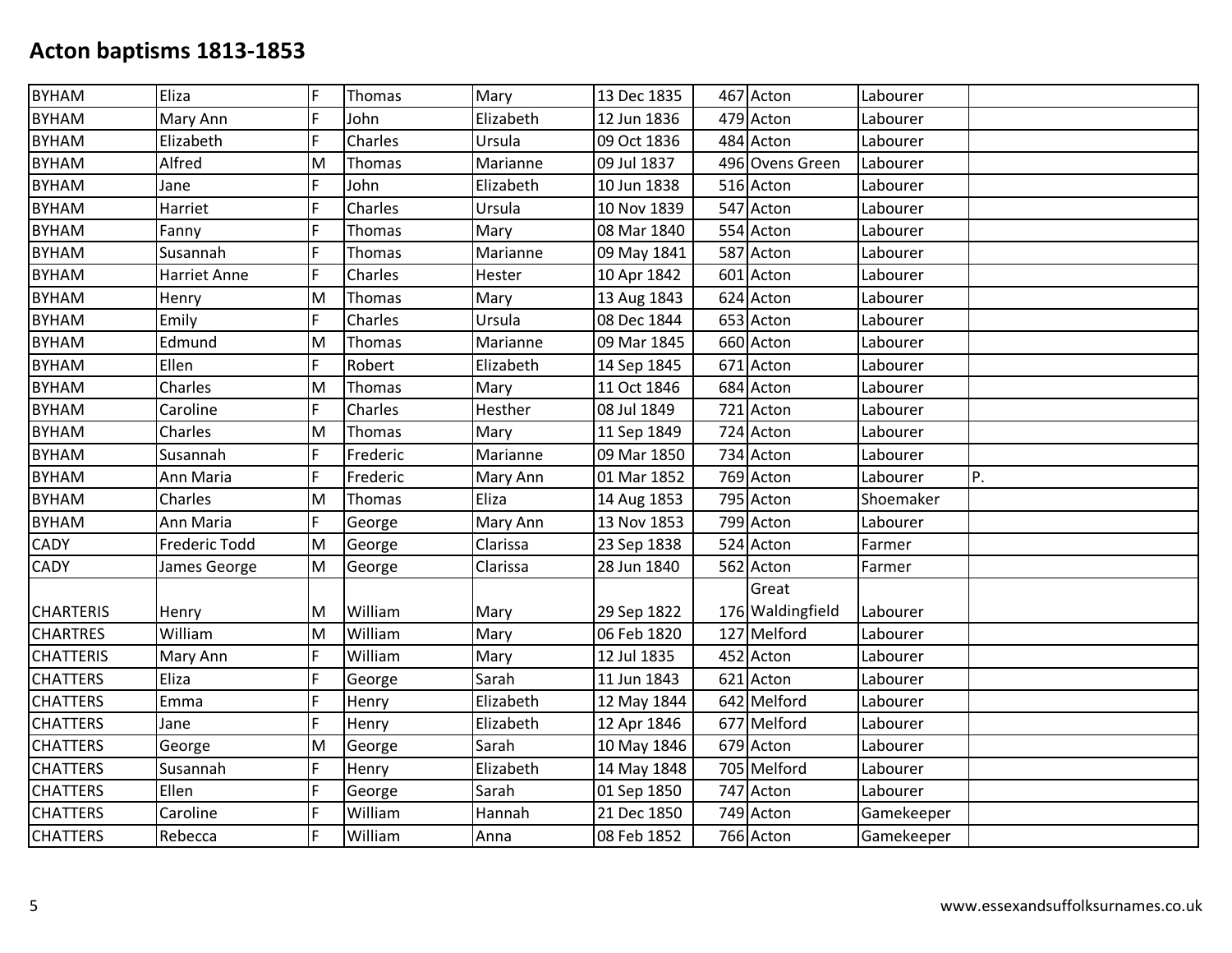# Acton baptisms 1813-1853

| | | | | | | | | | |
|---|---|---|---|---|---|---|---|---|---|
| BYHAM | Eliza | F | Thomas | Mary | 13 Dec 1835 | 467 | Acton | Labourer | |
| BYHAM | Mary Ann | F | John | Elizabeth | 12 Jun 1836 | 479 | Acton | Labourer | |
| BYHAM | Elizabeth | F | Charles | Ursula | 09 Oct 1836 | 484 | Acton | Labourer | |
| BYHAM | Alfred | M | Thomas | Marianne | 09 Jul 1837 | 496 | Ovens Green | Labourer | |
| BYHAM | Jane | F | John | Elizabeth | 10 Jun 1838 | 516 | Acton | Labourer | |
| BYHAM | Harriet | F | Charles | Ursula | 10 Nov 1839 | 547 | Acton | Labourer | |
| BYHAM | Fanny | F | Thomas | Mary | 08 Mar 1840 | 554 | Acton | Labourer | |
| BYHAM | Susannah | F | Thomas | Marianne | 09 May 1841 | 587 | Acton | Labourer | |
| BYHAM | Harriet Anne | F | Charles | Hester | 10 Apr 1842 | 601 | Acton | Labourer | |
| BYHAM | Henry | M | Thomas | Mary | 13 Aug 1843 | 624 | Acton | Labourer | |
| BYHAM | Emily | F | Charles | Ursula | 08 Dec 1844 | 653 | Acton | Labourer | |
| BYHAM | Edmund | M | Thomas | Marianne | 09 Mar 1845 | 660 | Acton | Labourer | |
| BYHAM | Ellen | F | Robert | Elizabeth | 14 Sep 1845 | 671 | Acton | Labourer | |
| BYHAM | Charles | M | Thomas | Mary | 11 Oct 1846 | 684 | Acton | Labourer | |
| BYHAM | Caroline | F | Charles | Hesther | 08 Jul 1849 | 721 | Acton | Labourer | |
| BYHAM | Charles | M | Thomas | Mary | 11 Sep 1849 | 724 | Acton | Labourer | |
| BYHAM | Susannah | F | Frederic | Marianne | 09 Mar 1850 | 734 | Acton | Labourer | |
| BYHAM | Ann Maria | F | Frederic | Mary Ann | 01 Mar 1852 | 769 | Acton | Labourer | P. |
| BYHAM | Charles | M | Thomas | Eliza | 14 Aug 1853 | 795 | Acton | Shoemaker | |
| BYHAM | Ann Maria | F | George | Mary Ann | 13 Nov 1853 | 799 | Acton | Labourer | |
| CADY | Frederic Todd | M | George | Clarissa | 23 Sep 1838 | 524 | Acton | Farmer | |
| CADY | James George | M | George | Clarissa | 28 Jun 1840 | 562 | Acton | Farmer | |
| CHARTERIS | Henry | M | William | Mary | 29 Sep 1822 | 176 | Great Waldingfield | Labourer | |
| CHARTRES | William | M | William | Mary | 06 Feb 1820 | 127 | Melford | Labourer | |
| CHATTERIS | Mary Ann | F | William | Mary | 12 Jul 1835 | 452 | Acton | Labourer | |
| CHATTERS | Eliza | F | George | Sarah | 11 Jun 1843 | 621 | Acton | Labourer | |
| CHATTERS | Emma | F | Henry | Elizabeth | 12 May 1844 | 642 | Melford | Labourer | |
| CHATTERS | Jane | F | Henry | Elizabeth | 12 Apr 1846 | 677 | Melford | Labourer | |
| CHATTERS | George | M | George | Sarah | 10 May 1846 | 679 | Acton | Labourer | |
| CHATTERS | Susannah | F | Henry | Elizabeth | 14 May 1848 | 705 | Melford | Labourer | |
| CHATTERS | Ellen | F | George | Sarah | 01 Sep 1850 | 747 | Acton | Labourer | |
| CHATTERS | Caroline | F | William | Hannah | 21 Dec 1850 | 749 | Acton | Gamekeeper | |
| CHATTERS | Rebecca | F | William | Anna | 08 Feb 1852 | 766 | Acton | Gamekeeper | |

www.essexandsuffolksurnames.co.uk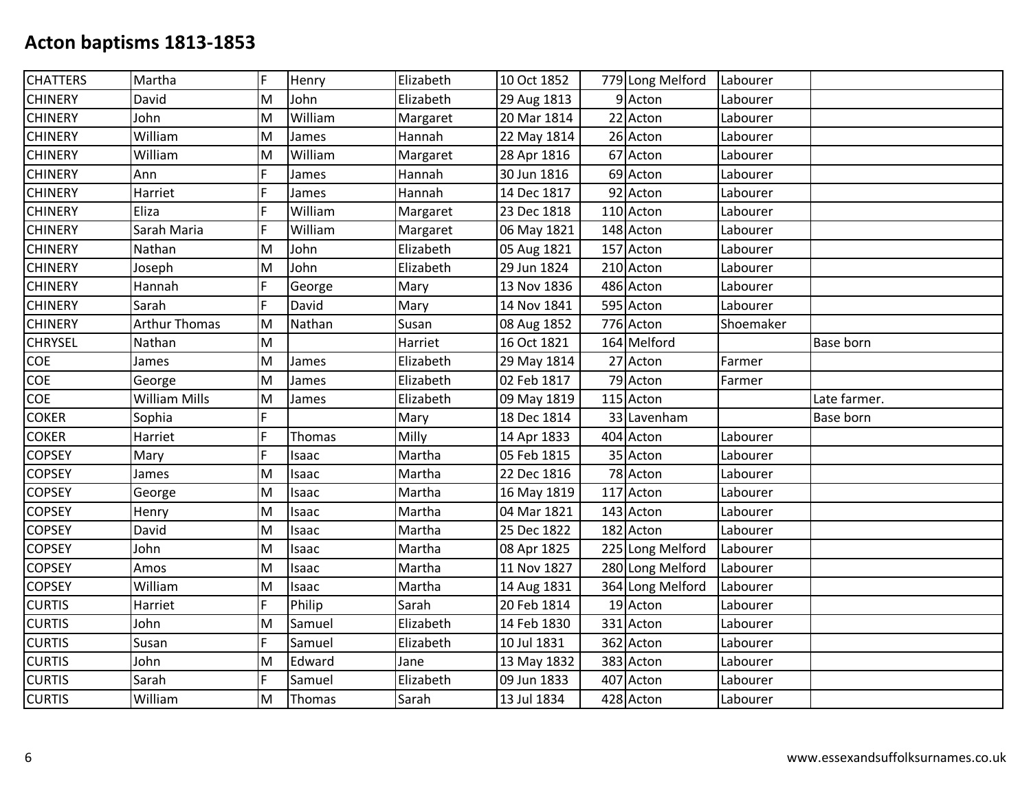# Acton baptisms 1813-1853

| | | | | | | | | | |
|---|---|---|---|---|---|---|---|---|---|
| CHATTERS | Martha | F | Henry | Elizabeth | 10 Oct 1852 | 779 | Long Melford | Labourer | |
| CHINERY | David | M | John | Elizabeth | 29 Aug 1813 | 9 | Acton | Labourer | |
| CHINERY | John | M | William | Margaret | 20 Mar 1814 | 22 | Acton | Labourer | |
| CHINERY | William | M | James | Hannah | 22 May 1814 | 26 | Acton | Labourer | |
| CHINERY | William | M | William | Margaret | 28 Apr 1816 | 67 | Acton | Labourer | |
| CHINERY | Ann | F | James | Hannah | 30 Jun 1816 | 69 | Acton | Labourer | |
| CHINERY | Harriet | F | James | Hannah | 14 Dec 1817 | 92 | Acton | Labourer | |
| CHINERY | Eliza | F | William | Margaret | 23 Dec 1818 | 110 | Acton | Labourer | |
| CHINERY | Sarah Maria | F | William | Margaret | 06 May 1821 | 148 | Acton | Labourer | |
| CHINERY | Nathan | M | John | Elizabeth | 05 Aug 1821 | 157 | Acton | Labourer | |
| CHINERY | Joseph | M | John | Elizabeth | 29 Jun 1824 | 210 | Acton | Labourer | |
| CHINERY | Hannah | F | George | Mary | 13 Nov 1836 | 486 | Acton | Labourer | |
| CHINERY | Sarah | F | David | Mary | 14 Nov 1841 | 595 | Acton | Labourer | |
| CHINERY | Arthur Thomas | M | Nathan | Susan | 08 Aug 1852 | 776 | Acton | Shoemaker | |
| CHRYSEL | Nathan | M | | Harriet | 16 Oct 1821 | 164 | Melford | | Base born |
| COE | James | M | James | Elizabeth | 29 May 1814 | 27 | Acton | Farmer | |
| COE | George | M | James | Elizabeth | 02 Feb 1817 | 79 | Acton | Farmer | |
| COE | William Mills | M | James | Elizabeth | 09 May 1819 | 115 | Acton | | Late farmer. |
| COKER | Sophia | F | | Mary | 18 Dec 1814 | 33 | Lavenham | | Base born |
| COKER | Harriet | F | Thomas | Milly | 14 Apr 1833 | 404 | Acton | Labourer | |
| COPSEY | Mary | F | Isaac | Martha | 05 Feb 1815 | 35 | Acton | Labourer | |
| COPSEY | James | M | Isaac | Martha | 22 Dec 1816 | 78 | Acton | Labourer | |
| COPSEY | George | M | Isaac | Martha | 16 May 1819 | 117 | Acton | Labourer | |
| COPSEY | Henry | M | Isaac | Martha | 04 Mar 1821 | 143 | Acton | Labourer | |
| COPSEY | David | M | Isaac | Martha | 25 Dec 1822 | 182 | Acton | Labourer | |
| COPSEY | John | M | Isaac | Martha | 08 Apr 1825 | 225 | Long Melford | Labourer | |
| COPSEY | Amos | M | Isaac | Martha | 11 Nov 1827 | 280 | Long Melford | Labourer | |
| COPSEY | William | M | Isaac | Martha | 14 Aug 1831 | 364 | Long Melford | Labourer | |
| CURTIS | Harriet | F | Philip | Sarah | 20 Feb 1814 | 19 | Acton | Labourer | |
| CURTIS | John | M | Samuel | Elizabeth | 14 Feb 1830 | 331 | Acton | Labourer | |
| CURTIS | Susan | F | Samuel | Elizabeth | 10 Jul 1831 | 362 | Acton | Labourer | |
| CURTIS | John | M | Edward | Jane | 13 May 1832 | 383 | Acton | Labourer | |
| CURTIS | Sarah | F | Samuel | Elizabeth | 09 Jun 1833 | 407 | Acton | Labourer | |
| CURTIS | William | M | Thomas | Sarah | 13 Jul 1834 | 428 | Acton | Labourer | |

www.essexandsuffolksurnames.co.uk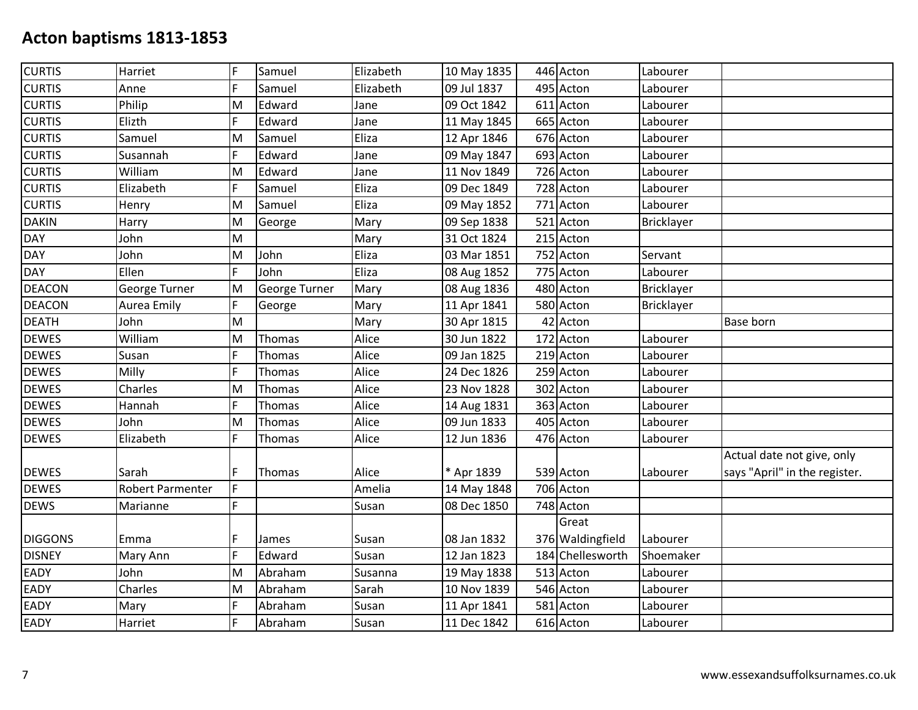# Acton baptisms 1813-1853

| | | | | | | | | | |
|---|---|---|---|---|---|---|---|---|---|
| CURTIS | Harriet | F | Samuel | Elizabeth | 10 May 1835 | 446 | Acton | Labourer | |
| CURTIS | Anne | F | Samuel | Elizabeth | 09 Jul 1837 | 495 | Acton | Labourer | |
| CURTIS | Philip | M | Edward | Jane | 09 Oct 1842 | 611 | Acton | Labourer | |
| CURTIS | Elizth | F | Edward | Jane | 11 May 1845 | 665 | Acton | Labourer | |
| CURTIS | Samuel | M | Samuel | Eliza | 12 Apr 1846 | 676 | Acton | Labourer | |
| CURTIS | Susannah | F | Edward | Jane | 09 May 1847 | 693 | Acton | Labourer | |
| CURTIS | William | M | Edward | Jane | 11 Nov 1849 | 726 | Acton | Labourer | |
| CURTIS | Elizabeth | F | Samuel | Eliza | 09 Dec 1849 | 728 | Acton | Labourer | |
| CURTIS | Henry | M | Samuel | Eliza | 09 May 1852 | 771 | Acton | Labourer | |
| DAKIN | Harry | M | George | Mary | 09 Sep 1838 | 521 | Acton | Bricklayer | |
| DAY | John | M | | Mary | 31 Oct 1824 | 215 | Acton | | |
| DAY | John | M | John | Eliza | 03 Mar 1851 | 752 | Acton | Servant | |
| DAY | Ellen | F | John | Eliza | 08 Aug 1852 | 775 | Acton | Labourer | |
| DEACON | George Turner | M | George Turner | Mary | 08 Aug 1836 | 480 | Acton | Bricklayer | |
| DEACON | Aurea Emily | F | George | Mary | 11 Apr 1841 | 580 | Acton | Bricklayer | |
| DEATH | John | M | | Mary | 30 Apr 1815 | 42 | Acton | | Base born |
| DEWES | William | M | Thomas | Alice | 30 Jun 1822 | 172 | Acton | Labourer | |
| DEWES | Susan | F | Thomas | Alice | 09 Jan 1825 | 219 | Acton | Labourer | |
| DEWES | Milly | F | Thomas | Alice | 24 Dec 1826 | 259 | Acton | Labourer | |
| DEWES | Charles | M | Thomas | Alice | 23 Nov 1828 | 302 | Acton | Labourer | |
| DEWES | Hannah | F | Thomas | Alice | 14 Aug 1831 | 363 | Acton | Labourer | |
| DEWES | John | M | Thomas | Alice | 09 Jun 1833 | 405 | Acton | Labourer | |
| DEWES | Elizabeth | F | Thomas | Alice | 12 Jun 1836 | 476 | Acton | Labourer | |
| DEWES | Sarah | F | Thomas | Alice | * Apr 1839 | 539 | Acton | Labourer | Actual date not give, only says "April" in the register. |
| DEWES | Robert Parmenter | F | | Amelia | 14 May 1848 | 706 | Acton | | |
| DEWS | Marianne | F | | Susan | 08 Dec 1850 | 748 | Acton | | |
| DIGGONS | Emma | F | James | Susan | 08 Jan 1832 | 376 | Great Waldingfield | Labourer | |
| DISNEY | Mary Ann | F | Edward | Susan | 12 Jan 1823 | 184 | Chellesworth | Shoemaker | |
| EADY | John | M | Abraham | Susanna | 19 May 1838 | 513 | Acton | Labourer | |
| EADY | Charles | M | Abraham | Sarah | 10 Nov 1839 | 546 | Acton | Labourer | |
| EADY | Mary | F | Abraham | Susan | 11 Apr 1841 | 581 | Acton | Labourer | |
| EADY | Harriet | F | Abraham | Susan | 11 Dec 1842 | 616 | Acton | Labourer | |

www.essexandsuffolksurnames.co.uk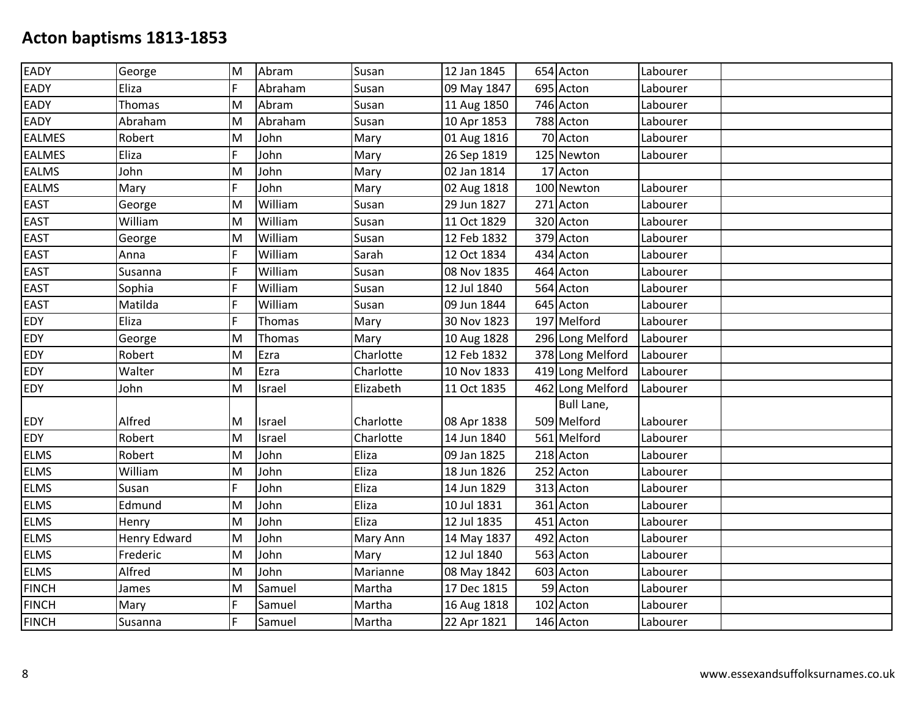# Acton baptisms 1813-1853

| | | | | | | | | | |
|---|---|---|---|---|---|---|---|---|---|
| EADY | George | M | Abram | Susan | 12 Jan 1845 | 654 | Acton | Labourer | |
| EADY | Eliza | F | Abraham | Susan | 09 May 1847 | 695 | Acton | Labourer | |
| EADY | Thomas | M | Abram | Susan | 11 Aug 1850 | 746 | Acton | Labourer | |
| EADY | Abraham | M | Abraham | Susan | 10 Apr 1853 | 788 | Acton | Labourer | |
| EALMES | Robert | M | John | Mary | 01 Aug 1816 | 70 | Acton | Labourer | |
| EALMES | Eliza | F | John | Mary | 26 Sep 1819 | 125 | Newton | Labourer | |
| EALMS | John | M | John | Mary | 02 Jan 1814 | 17 | Acton | | |
| EALMS | Mary | F | John | Mary | 02 Aug 1818 | 100 | Newton | Labourer | |
| EAST | George | M | William | Susan | 29 Jun 1827 | 271 | Acton | Labourer | |
| EAST | William | M | William | Susan | 11 Oct 1829 | 320 | Acton | Labourer | |
| EAST | George | M | William | Susan | 12 Feb 1832 | 379 | Acton | Labourer | |
| EAST | Anna | F | William | Sarah | 12 Oct 1834 | 434 | Acton | Labourer | |
| EAST | Susanna | F | William | Susan | 08 Nov 1835 | 464 | Acton | Labourer | |
| EAST | Sophia | F | William | Susan | 12 Jul 1840 | 564 | Acton | Labourer | |
| EAST | Matilda | F | William | Susan | 09 Jun 1844 | 645 | Acton | Labourer | |
| EDY | Eliza | F | Thomas | Mary | 30 Nov 1823 | 197 | Melford | Labourer | |
| EDY | George | M | Thomas | Mary | 10 Aug 1828 | 296 | Long Melford | Labourer | |
| EDY | Robert | M | Ezra | Charlotte | 12 Feb 1832 | 378 | Long Melford | Labourer | |
| EDY | Walter | M | Ezra | Charlotte | 10 Nov 1833 | 419 | Long Melford | Labourer | |
| EDY | John | M | Israel | Elizabeth | 11 Oct 1835 | 462 | Long Melford | Labourer | |
| EDY | Alfred | M | Israel | Charlotte | 08 Apr 1838 | 509 | Bull Lane, Melford | Labourer | |
| EDY | Robert | M | Israel | Charlotte | 14 Jun 1840 | 561 | Melford | Labourer | |
| ELMS | Robert | M | John | Eliza | 09 Jan 1825 | 218 | Acton | Labourer | |
| ELMS | William | M | John | Eliza | 18 Jun 1826 | 252 | Acton | Labourer | |
| ELMS | Susan | F | John | Eliza | 14 Jun 1829 | 313 | Acton | Labourer | |
| ELMS | Edmund | M | John | Eliza | 10 Jul 1831 | 361 | Acton | Labourer | |
| ELMS | Henry | M | John | Eliza | 12 Jul 1835 | 451 | Acton | Labourer | |
| ELMS | Henry Edward | M | John | Mary Ann | 14 May 1837 | 492 | Acton | Labourer | |
| ELMS | Frederic | M | John | Mary | 12 Jul 1840 | 563 | Acton | Labourer | |
| ELMS | Alfred | M | John | Marianne | 08 May 1842 | 603 | Acton | Labourer | |
| FINCH | James | M | Samuel | Martha | 17 Dec 1815 | 59 | Acton | Labourer | |
| FINCH | Mary | F | Samuel | Martha | 16 Aug 1818 | 102 | Acton | Labourer | |
| FINCH | Susanna | F | Samuel | Martha | 22 Apr 1821 | 146 | Acton | Labourer | |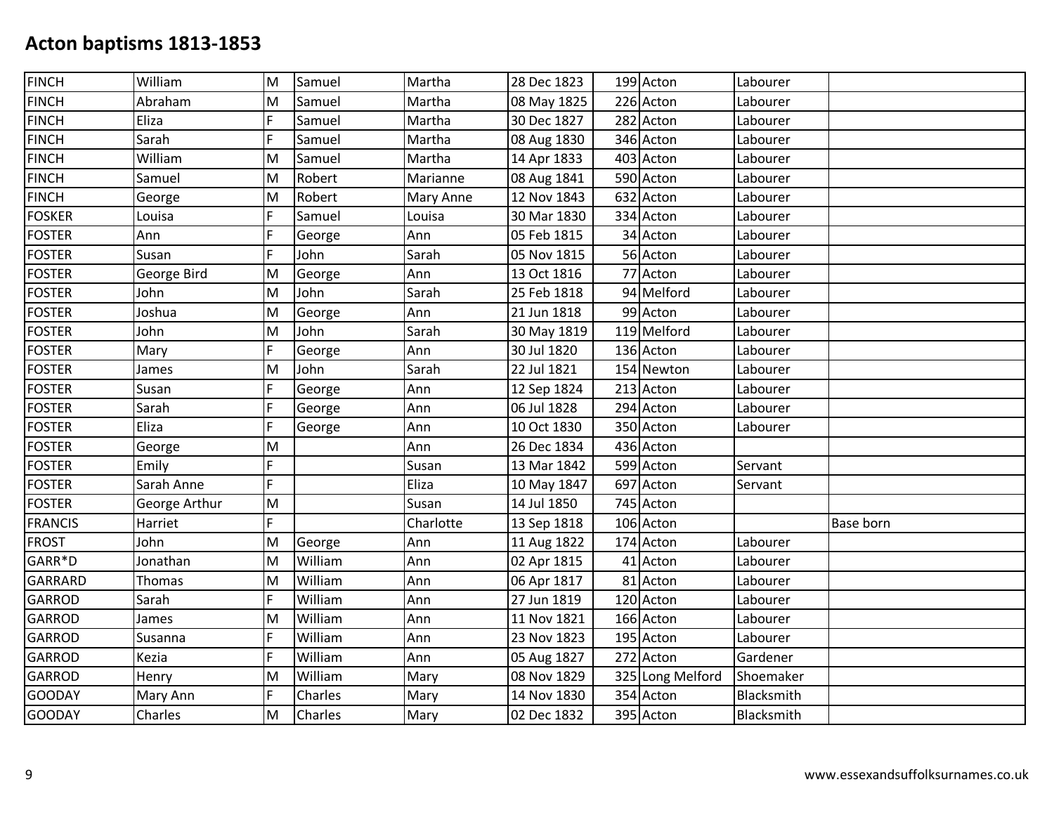# Acton baptisms 1813-1853

| | | | | | | | | | |
|---|---|---|---|---|---|---|---|---|---|
| FINCH | William | M | Samuel | Martha | 28 Dec 1823 | 199 | Acton | Labourer | |
| FINCH | Abraham | M | Samuel | Martha | 08 May 1825 | 226 | Acton | Labourer | |
| FINCH | Eliza | F | Samuel | Martha | 30 Dec 1827 | 282 | Acton | Labourer | |
| FINCH | Sarah | F | Samuel | Martha | 08 Aug 1830 | 346 | Acton | Labourer | |
| FINCH | William | M | Samuel | Martha | 14 Apr 1833 | 403 | Acton | Labourer | |
| FINCH | Samuel | M | Robert | Marianne | 08 Aug 1841 | 590 | Acton | Labourer | |
| FINCH | George | M | Robert | Mary Anne | 12 Nov 1843 | 632 | Acton | Labourer | |
| FOSKER | Louisa | F | Samuel | Louisa | 30 Mar 1830 | 334 | Acton | Labourer | |
| FOSTER | Ann | F | George | Ann | 05 Feb 1815 | 34 | Acton | Labourer | |
| FOSTER | Susan | F | John | Sarah | 05 Nov 1815 | 56 | Acton | Labourer | |
| FOSTER | George Bird | M | George | Ann | 13 Oct 1816 | 77 | Acton | Labourer | |
| FOSTER | John | M | John | Sarah | 25 Feb 1818 | 94 | Melford | Labourer | |
| FOSTER | Joshua | M | George | Ann | 21 Jun 1818 | 99 | Acton | Labourer | |
| FOSTER | John | M | John | Sarah | 30 May 1819 | 119 | Melford | Labourer | |
| FOSTER | Mary | F | George | Ann | 30 Jul 1820 | 136 | Acton | Labourer | |
| FOSTER | James | M | John | Sarah | 22 Jul 1821 | 154 | Newton | Labourer | |
| FOSTER | Susan | F | George | Ann | 12 Sep 1824 | 213 | Acton | Labourer | |
| FOSTER | Sarah | F | George | Ann | 06 Jul 1828 | 294 | Acton | Labourer | |
| FOSTER | Eliza | F | George | Ann | 10 Oct 1830 | 350 | Acton | Labourer | |
| FOSTER | George | M | | Ann | 26 Dec 1834 | 436 | Acton | | |
| FOSTER | Emily | F | | Susan | 13 Mar 1842 | 599 | Acton | Servant | |
| FOSTER | Sarah Anne | F | | Eliza | 10 May 1847 | 697 | Acton | Servant | |
| FOSTER | George Arthur | M | | Susan | 14 Jul 1850 | 745 | Acton | | |
| FRANCIS | Harriet | F | | Charlotte | 13 Sep 1818 | 106 | Acton | | Base born |
| FROST | John | M | George | Ann | 11 Aug 1822 | 174 | Acton | Labourer | |
| GARR*D | Jonathan | M | William | Ann | 02 Apr 1815 | 41 | Acton | Labourer | |
| GARRARD | Thomas | M | William | Ann | 06 Apr 1817 | 81 | Acton | Labourer | |
| GARROD | Sarah | F | William | Ann | 27 Jun 1819 | 120 | Acton | Labourer | |
| GARROD | James | M | William | Ann | 11 Nov 1821 | 166 | Acton | Labourer | |
| GARROD | Susanna | F | William | Ann | 23 Nov 1823 | 195 | Acton | Labourer | |
| GARROD | Kezia | F | William | Ann | 05 Aug 1827 | 272 | Acton | Gardener | |
| GARROD | Henry | M | William | Mary | 08 Nov 1829 | 325 | Long Melford | Shoemaker | |
| GOODAY | Mary Ann | F | Charles | Mary | 14 Nov 1830 | 354 | Acton | Blacksmith | |
| GOODAY | Charles | M | Charles | Mary | 02 Dec 1832 | 395 | Acton | Blacksmith | |

www.essexandsuffolksurnames.co.uk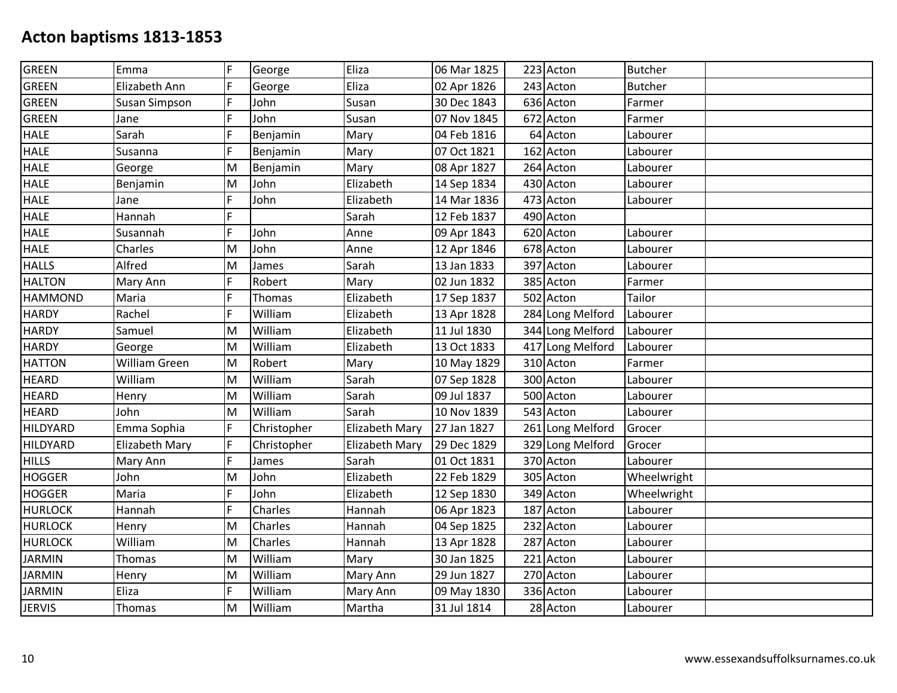# Acton baptisms 1813-1853

| | | | | | | | | | |
|---|---|---|---|---|---|---|---|---|---|
| GREEN | Emma | F | George | Eliza | 06 Mar 1825 | 223 | Acton | Butcher | |
| GREEN | Elizabeth Ann | F | George | Eliza | 02 Apr 1826 | 243 | Acton | Butcher | |
| GREEN | Susan Simpson | F | John | Susan | 30 Dec 1843 | 636 | Acton | Farmer | |
| GREEN | Jane | F | John | Susan | 07 Nov 1845 | 672 | Acton | Farmer | |
| HALE | Sarah | F | Benjamin | Mary | 04 Feb 1816 | 64 | Acton | Labourer | |
| HALE | Susanna | F | Benjamin | Mary | 07 Oct 1821 | 162 | Acton | Labourer | |
| HALE | George | M | Benjamin | Mary | 08 Apr 1827 | 264 | Acton | Labourer | |
| HALE | Benjamin | M | John | Elizabeth | 14 Sep 1834 | 430 | Acton | Labourer | |
| HALE | Jane | F | John | Elizabeth | 14 Mar 1836 | 473 | Acton | Labourer | |
| HALE | Hannah | F | | Sarah | 12 Feb 1837 | 490 | Acton | | |
| HALE | Susannah | F | John | Anne | 09 Apr 1843 | 620 | Acton | Labourer | |
| HALE | Charles | M | John | Anne | 12 Apr 1846 | 678 | Acton | Labourer | |
| HALLS | Alfred | M | James | Sarah | 13 Jan 1833 | 397 | Acton | Labourer | |
| HALTON | Mary Ann | F | Robert | Mary | 02 Jun 1832 | 385 | Acton | Farmer | |
| HAMMOND | Maria | F | Thomas | Elizabeth | 17 Sep 1837 | 502 | Acton | Tailor | |
| HARDY | Rachel | F | William | Elizabeth | 13 Apr 1828 | 284 | Long Melford | Labourer | |
| HARDY | Samuel | M | William | Elizabeth | 11 Jul 1830 | 344 | Long Melford | Labourer | |
| HARDY | George | M | William | Elizabeth | 13 Oct 1833 | 417 | Long Melford | Labourer | |
| HATTON | William Green | M | Robert | Mary | 10 May 1829 | 310 | Acton | Farmer | |
| HEARD | William | M | William | Sarah | 07 Sep 1828 | 300 | Acton | Labourer | |
| HEARD | Henry | M | William | Sarah | 09 Jul 1837 | 500 | Acton | Labourer | |
| HEARD | John | M | William | Sarah | 10 Nov 1839 | 543 | Acton | Labourer | |
| HILDYARD | Emma Sophia | F | Christopher | Elizabeth Mary | 27 Jan 1827 | 261 | Long Melford | Grocer | |
| HILDYARD | Elizabeth Mary | F | Christopher | Elizabeth Mary | 29 Dec 1829 | 329 | Long Melford | Grocer | |
| HILLS | Mary Ann | F | James | Sarah | 01 Oct 1831 | 370 | Acton | Labourer | |
| HOGGER | John | M | John | Elizabeth | 22 Feb 1829 | 305 | Acton | Wheelwright | |
| HOGGER | Maria | F | John | Elizabeth | 12 Sep 1830 | 349 | Acton | Wheelwright | |
| HURLOCK | Hannah | F | Charles | Hannah | 06 Apr 1823 | 187 | Acton | Labourer | |
| HURLOCK | Henry | M | Charles | Hannah | 04 Sep 1825 | 232 | Acton | Labourer | |
| HURLOCK | William | M | Charles | Hannah | 13 Apr 1828 | 287 | Acton | Labourer | |
| JARMIN | Thomas | M | William | Mary | 30 Jan 1825 | 221 | Acton | Labourer | |
| JARMIN | Henry | M | William | Mary Ann | 29 Jun 1827 | 270 | Acton | Labourer | |
| JARMIN | Eliza | F | William | Mary Ann | 09 May 1830 | 336 | Acton | Labourer | |
| JERVIS | Thomas | M | William | Martha | 31 Jul 1814 | 28 | Acton | Labourer | |

www.essexandsuffolksurnames.co.uk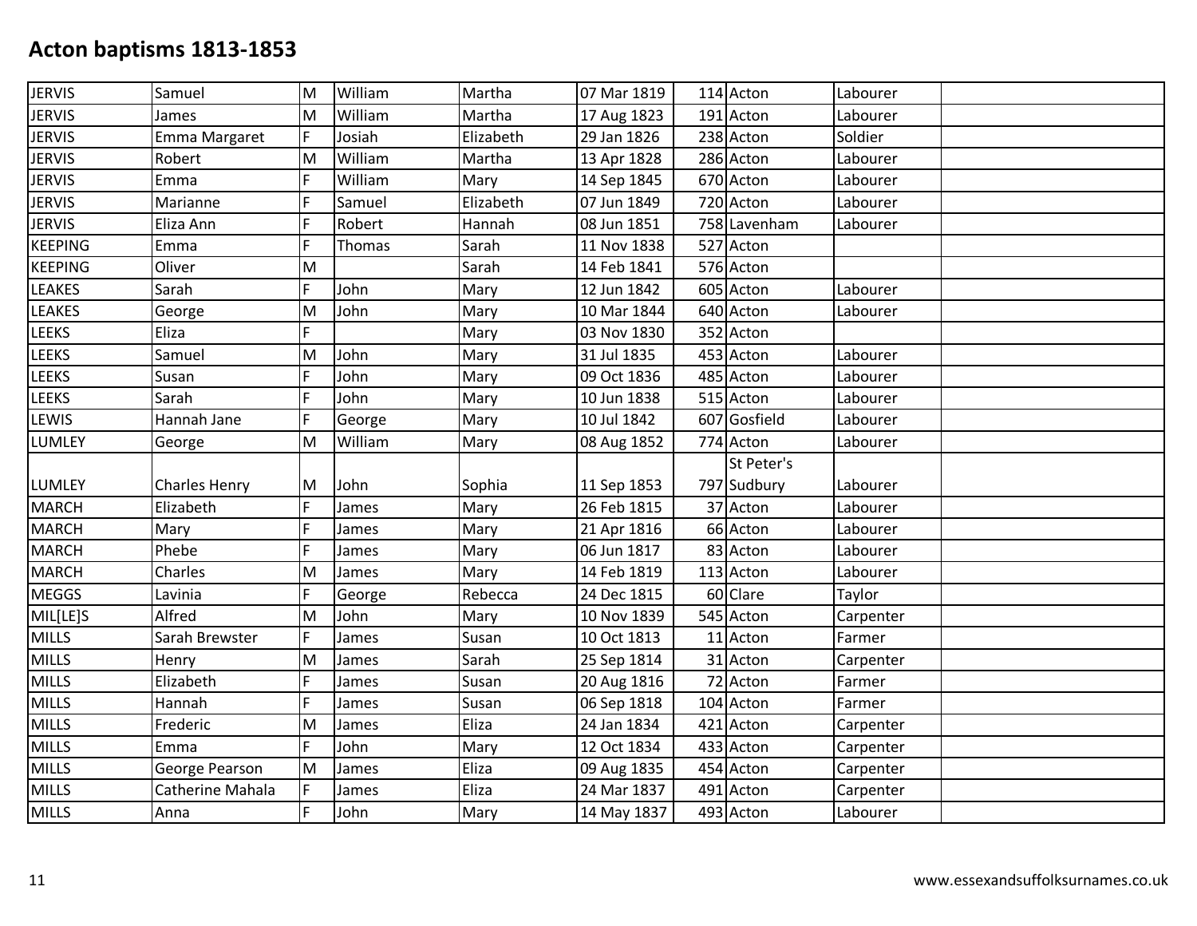# Acton baptisms 1813-1853

| | | | | | | | | | |
|---|---|---|---|---|---|---|---|---|---|
| JERVIS | Samuel | M | William | Martha | 07 Mar 1819 | 114 | Acton | Labourer | |
| JERVIS | James | M | William | Martha | 17 Aug 1823 | 191 | Acton | Labourer | |
| JERVIS | Emma Margaret | F | Josiah | Elizabeth | 29 Jan 1826 | 238 | Acton | Soldier | |
| JERVIS | Robert | M | William | Martha | 13 Apr 1828 | 286 | Acton | Labourer | |
| JERVIS | Emma | F | William | Mary | 14 Sep 1845 | 670 | Acton | Labourer | |
| JERVIS | Marianne | F | Samuel | Elizabeth | 07 Jun 1849 | 720 | Acton | Labourer | |
| JERVIS | Eliza Ann | F | Robert | Hannah | 08 Jun 1851 | 758 | Lavenham | Labourer | |
| KEEPING | Emma | F | Thomas | Sarah | 11 Nov 1838 | 527 | Acton | | |
| KEEPING | Oliver | M | | Sarah | 14 Feb 1841 | 576 | Acton | | |
| LEAKES | Sarah | F | John | Mary | 12 Jun 1842 | 605 | Acton | Labourer | |
| LEAKES | George | M | John | Mary | 10 Mar 1844 | 640 | Acton | Labourer | |
| LEEKS | Eliza | F | | Mary | 03 Nov 1830 | 352 | Acton | | |
| LEEKS | Samuel | M | John | Mary | 31 Jul 1835 | 453 | Acton | Labourer | |
| LEEKS | Susan | F | John | Mary | 09 Oct 1836 | 485 | Acton | Labourer | |
| LEEKS | Sarah | F | John | Mary | 10 Jun 1838 | 515 | Acton | Labourer | |
| LEWIS | Hannah Jane | F | George | Mary | 10 Jul 1842 | 607 | Gosfield | Labourer | |
| LUMLEY | George | M | William | Mary | 08 Aug 1852 | 774 | Acton | Labourer | |
| LUMLEY | Charles Henry | M | John | Sophia | 11 Sep 1853 | 797 | St Peter's Sudbury | Labourer | |
| MARCH | Elizabeth | F | James | Mary | 26 Feb 1815 | 37 | Acton | Labourer | |
| MARCH | Mary | F | James | Mary | 21 Apr 1816 | 66 | Acton | Labourer | |
| MARCH | Phebe | F | James | Mary | 06 Jun 1817 | 83 | Acton | Labourer | |
| MARCH | Charles | M | James | Mary | 14 Feb 1819 | 113 | Acton | Labourer | |
| MEGGS | Lavinia | F | George | Rebecca | 24 Dec 1815 | 60 | Clare | Taylor | |
| MIL[LE]S | Alfred | M | John | Mary | 10 Nov 1839 | 545 | Acton | Carpenter | |
| MILLS | Sarah Brewster | F | James | Susan | 10 Oct 1813 | 11 | Acton | Farmer | |
| MILLS | Henry | M | James | Sarah | 25 Sep 1814 | 31 | Acton | Carpenter | |
| MILLS | Elizabeth | F | James | Susan | 20 Aug 1816 | 72 | Acton | Farmer | |
| MILLS | Hannah | F | James | Susan | 06 Sep 1818 | 104 | Acton | Farmer | |
| MILLS | Frederic | M | James | Eliza | 24 Jan 1834 | 421 | Acton | Carpenter | |
| MILLS | Emma | F | John | Mary | 12 Oct 1834 | 433 | Acton | Carpenter | |
| MILLS | George Pearson | M | James | Eliza | 09 Aug 1835 | 454 | Acton | Carpenter | |
| MILLS | Catherine Mahala | F | James | Eliza | 24 Mar 1837 | 491 | Acton | Carpenter | |
| MILLS | Anna | F | John | Mary | 14 May 1837 | 493 | Acton | Labourer | |

www.essexandsuffolksurnames.co.uk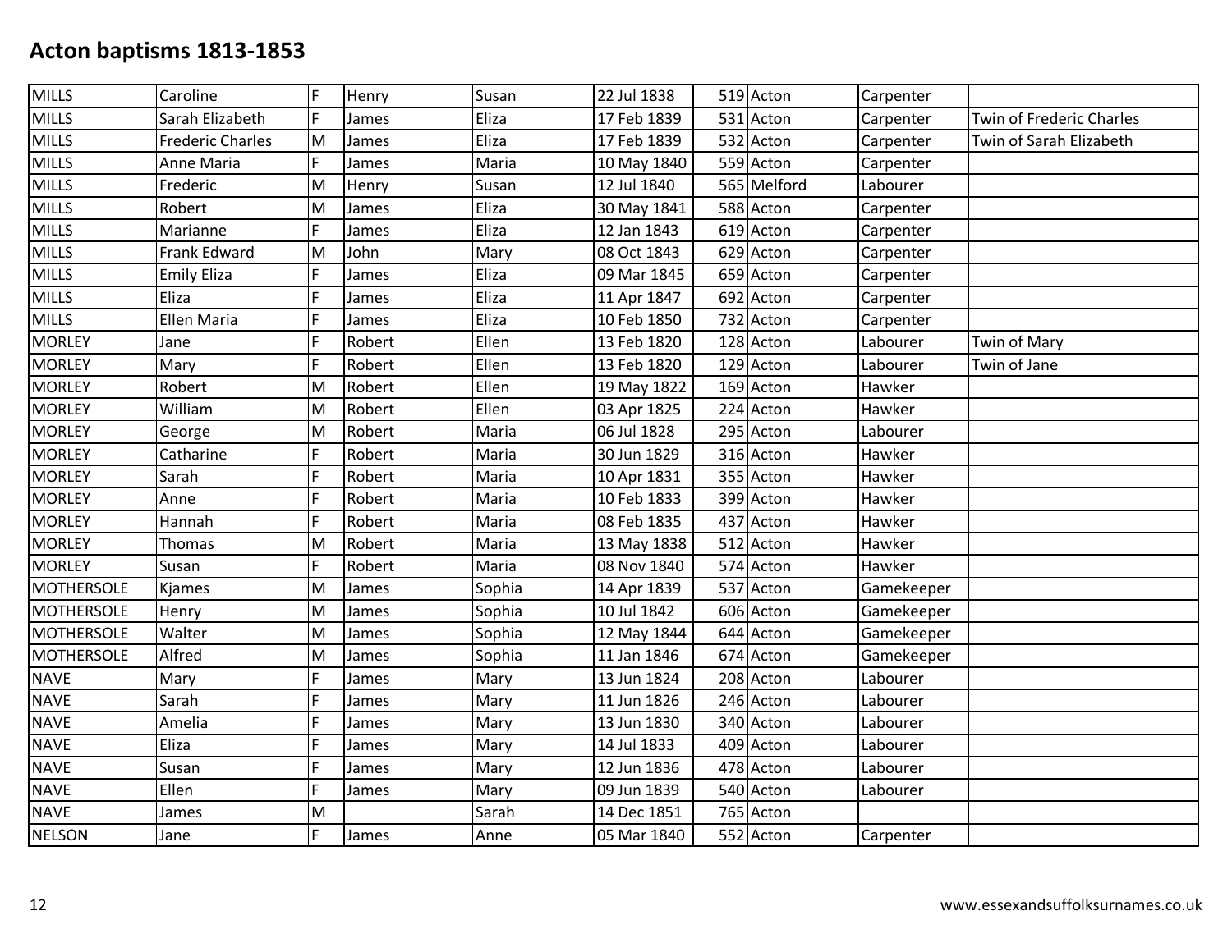# Acton baptisms 1813-1853

| | | | | | | | | | |
|---|---|---|---|---|---|---|---|---|---|
| MILLS | Caroline | F | Henry | Susan | 22 Jul 1838 | 519 | Acton | Carpenter | |
| MILLS | Sarah Elizabeth | F | James | Eliza | 17 Feb 1839 | 531 | Acton | Carpenter | Twin of Frederic Charles |
| MILLS | Frederic Charles | M | James | Eliza | 17 Feb 1839 | 532 | Acton | Carpenter | Twin of Sarah Elizabeth |
| MILLS | Anne Maria | F | James | Maria | 10 May 1840 | 559 | Acton | Carpenter | |
| MILLS | Frederic | M | Henry | Susan | 12 Jul 1840 | 565 | Melford | Labourer | |
| MILLS | Robert | M | James | Eliza | 30 May 1841 | 588 | Acton | Carpenter | |
| MILLS | Marianne | F | James | Eliza | 12 Jan 1843 | 619 | Acton | Carpenter | |
| MILLS | Frank Edward | M | John | Mary | 08 Oct 1843 | 629 | Acton | Carpenter | |
| MILLS | Emily Eliza | F | James | Eliza | 09 Mar 1845 | 659 | Acton | Carpenter | |
| MILLS | Eliza | F | James | Eliza | 11 Apr 1847 | 692 | Acton | Carpenter | |
| MILLS | Ellen Maria | F | James | Eliza | 10 Feb 1850 | 732 | Acton | Carpenter | |
| MORLEY | Jane | F | Robert | Ellen | 13 Feb 1820 | 128 | Acton | Labourer | Twin of Mary |
| MORLEY | Mary | F | Robert | Ellen | 13 Feb 1820 | 129 | Acton | Labourer | Twin of Jane |
| MORLEY | Robert | M | Robert | Ellen | 19 May 1822 | 169 | Acton | Hawker | |
| MORLEY | William | M | Robert | Ellen | 03 Apr 1825 | 224 | Acton | Hawker | |
| MORLEY | George | M | Robert | Maria | 06 Jul 1828 | 295 | Acton | Labourer | |
| MORLEY | Catharine | F | Robert | Maria | 30 Jun 1829 | 316 | Acton | Hawker | |
| MORLEY | Sarah | F | Robert | Maria | 10 Apr 1831 | 355 | Acton | Hawker | |
| MORLEY | Anne | F | Robert | Maria | 10 Feb 1833 | 399 | Acton | Hawker | |
| MORLEY | Hannah | F | Robert | Maria | 08 Feb 1835 | 437 | Acton | Hawker | |
| MORLEY | Thomas | M | Robert | Maria | 13 May 1838 | 512 | Acton | Hawker | |
| MORLEY | Susan | F | Robert | Maria | 08 Nov 1840 | 574 | Acton | Hawker | |
| MOTHERSOLE | Kjames | M | James | Sophia | 14 Apr 1839 | 537 | Acton | Gamekeeper | |
| MOTHERSOLE | Henry | M | James | Sophia | 10 Jul 1842 | 606 | Acton | Gamekeeper | |
| MOTHERSOLE | Walter | M | James | Sophia | 12 May 1844 | 644 | Acton | Gamekeeper | |
| MOTHERSOLE | Alfred | M | James | Sophia | 11 Jan 1846 | 674 | Acton | Gamekeeper | |
| NAVE | Mary | F | James | Mary | 13 Jun 1824 | 208 | Acton | Labourer | |
| NAVE | Sarah | F | James | Mary | 11 Jun 1826 | 246 | Acton | Labourer | |
| NAVE | Amelia | F | James | Mary | 13 Jun 1830 | 340 | Acton | Labourer | |
| NAVE | Eliza | F | James | Mary | 14 Jul 1833 | 409 | Acton | Labourer | |
| NAVE | Susan | F | James | Mary | 12 Jun 1836 | 478 | Acton | Labourer | |
| NAVE | Ellen | F | James | Mary | 09 Jun 1839 | 540 | Acton | Labourer | |
| NAVE | James | M | | Sarah | 14 Dec 1851 | 765 | Acton | | |
| NELSON | Jane | F | James | Anne | 05 Mar 1840 | 552 | Acton | Carpenter | |

www.essexandsuffolksurnames.co.uk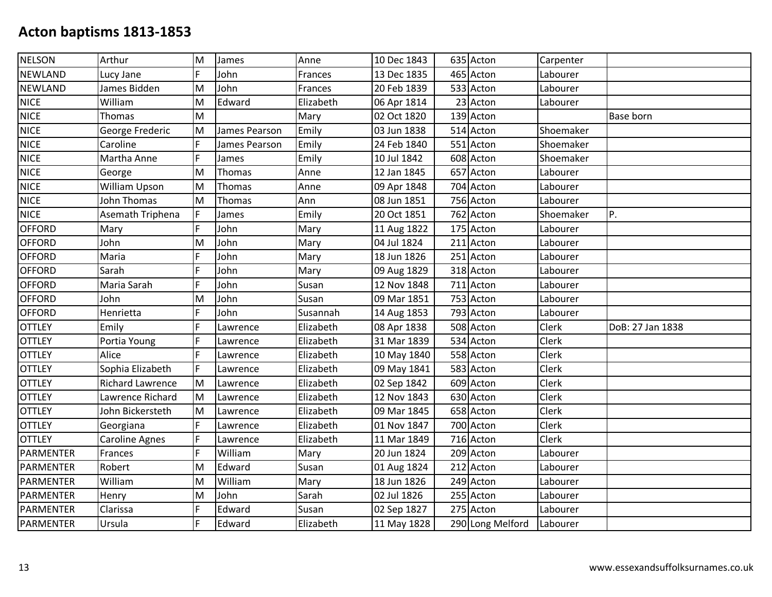# Acton baptisms 1813-1853

| | | | | | | | | | |
|---|---|---|---|---|---|---|---|---|---|
| NELSON | Arthur | M | James | Anne | 10 Dec 1843 | 635 | Acton | Carpenter | |
| NEWLAND | Lucy Jane | F | John | Frances | 13 Dec 1835 | 465 | Acton | Labourer | |
| NEWLAND | James Bidden | M | John | Frances | 20 Feb 1839 | 533 | Acton | Labourer | |
| NICE | William | M | Edward | Elizabeth | 06 Apr 1814 | 23 | Acton | Labourer | |
| NICE | Thomas | M | | Mary | 02 Oct 1820 | 139 | Acton | | Base born |
| NICE | George Frederic | M | James Pearson | Emily | 03 Jun 1838 | 514 | Acton | Shoemaker | |
| NICE | Caroline | F | James Pearson | Emily | 24 Feb 1840 | 551 | Acton | Shoemaker | |
| NICE | Martha Anne | F | James | Emily | 10 Jul 1842 | 608 | Acton | Shoemaker | |
| NICE | George | M | Thomas | Anne | 12 Jan 1845 | 657 | Acton | Labourer | |
| NICE | William Upson | M | Thomas | Anne | 09 Apr 1848 | 704 | Acton | Labourer | |
| NICE | John Thomas | M | Thomas | Ann | 08 Jun 1851 | 756 | Acton | Labourer | |
| NICE | Asemath Triphena | F | James | Emily | 20 Oct 1851 | 762 | Acton | Shoemaker | P. |
| OFFORD | Mary | F | John | Mary | 11 Aug 1822 | 175 | Acton | Labourer | |
| OFFORD | John | M | John | Mary | 04 Jul 1824 | 211 | Acton | Labourer | |
| OFFORD | Maria | F | John | Mary | 18 Jun 1826 | 251 | Acton | Labourer | |
| OFFORD | Sarah | F | John | Mary | 09 Aug 1829 | 318 | Acton | Labourer | |
| OFFORD | Maria Sarah | F | John | Susan | 12 Nov 1848 | 711 | Acton | Labourer | |
| OFFORD | John | M | John | Susan | 09 Mar 1851 | 753 | Acton | Labourer | |
| OFFORD | Henrietta | F | John | Susannah | 14 Aug 1853 | 793 | Acton | Labourer | |
| OTTLEY | Emily | F | Lawrence | Elizabeth | 08 Apr 1838 | 508 | Acton | Clerk | DoB: 27 Jan 1838 |
| OTTLEY | Portia Young | F | Lawrence | Elizabeth | 31 Mar 1839 | 534 | Acton | Clerk | |
| OTTLEY | Alice | F | Lawrence | Elizabeth | 10 May 1840 | 558 | Acton | Clerk | |
| OTTLEY | Sophia Elizabeth | F | Lawrence | Elizabeth | 09 May 1841 | 583 | Acton | Clerk | |
| OTTLEY | Richard Lawrence | M | Lawrence | Elizabeth | 02 Sep 1842 | 609 | Acton | Clerk | |
| OTTLEY | Lawrence Richard | M | Lawrence | Elizabeth | 12 Nov 1843 | 630 | Acton | Clerk | |
| OTTLEY | John Bickersteth | M | Lawrence | Elizabeth | 09 Mar 1845 | 658 | Acton | Clerk | |
| OTTLEY | Georgiana | F | Lawrence | Elizabeth | 01 Nov 1847 | 700 | Acton | Clerk | |
| OTTLEY | Caroline Agnes | F | Lawrence | Elizabeth | 11 Mar 1849 | 716 | Acton | Clerk | |
| PARMENTER | Frances | F | William | Mary | 20 Jun 1824 | 209 | Acton | Labourer | |
| PARMENTER | Robert | M | Edward | Susan | 01 Aug 1824 | 212 | Acton | Labourer | |
| PARMENTER | William | M | William | Mary | 18 Jun 1826 | 249 | Acton | Labourer | |
| PARMENTER | Henry | M | John | Sarah | 02 Jul 1826 | 255 | Acton | Labourer | |
| PARMENTER | Clarissa | F | Edward | Susan | 02 Sep 1827 | 275 | Acton | Labourer | |
| PARMENTER | Ursula | F | Edward | Elizabeth | 11 May 1828 | 290 | Long Melford | Labourer | |

www.essexandsuffolksurnames.co.uk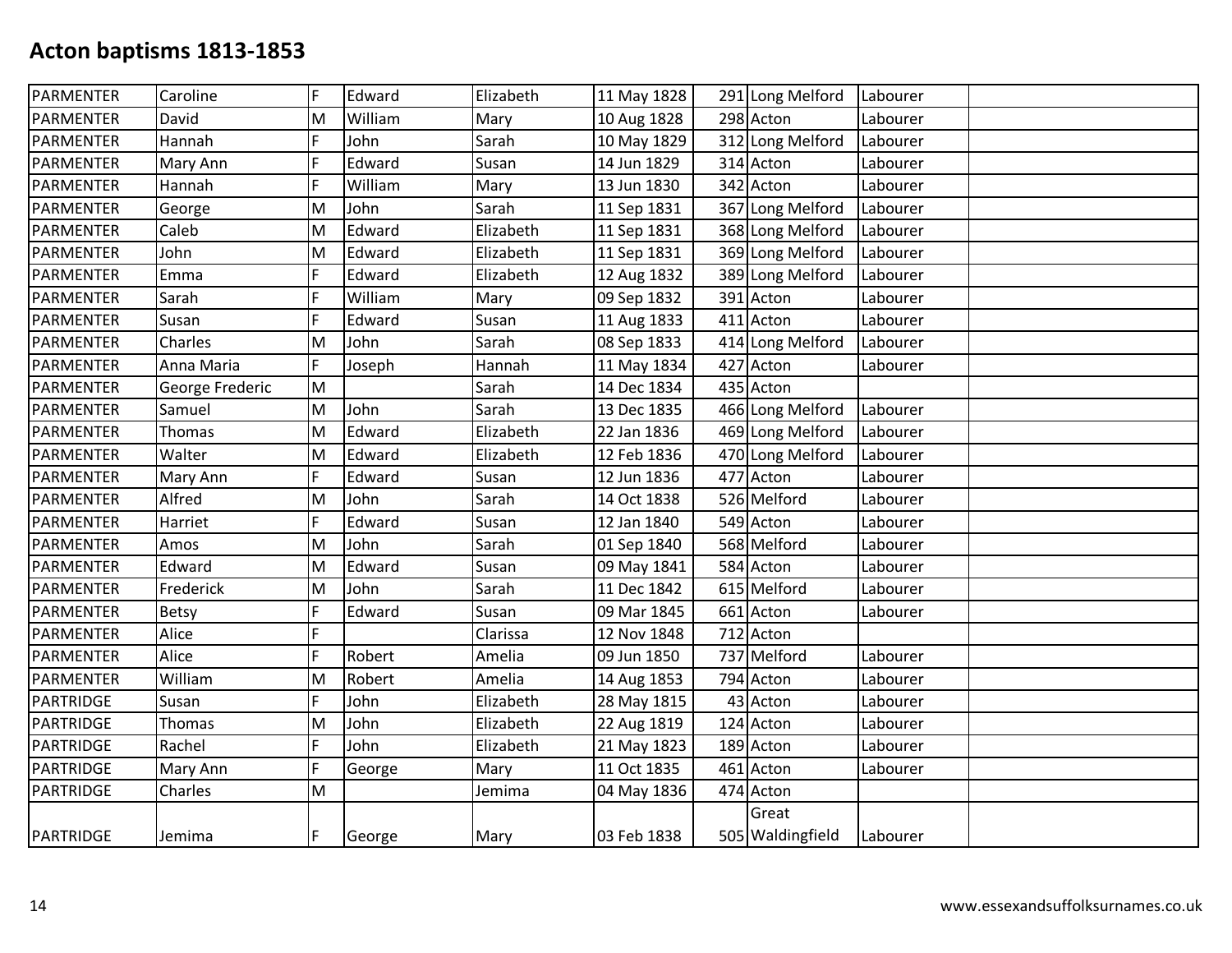# Acton baptisms 1813-1853

| | | | | | | | | | |
|---|---|---|---|---|---|---|---|---|---|
| PARMENTER | Caroline | F | Edward | Elizabeth | 11 May 1828 | 291 | Long Melford | Labourer | |
| PARMENTER | David | M | William | Mary | 10 Aug 1828 | 298 | Acton | Labourer | |
| PARMENTER | Hannah | F | John | Sarah | 10 May 1829 | 312 | Long Melford | Labourer | |
| PARMENTER | Mary Ann | F | Edward | Susan | 14 Jun 1829 | 314 | Acton | Labourer | |
| PARMENTER | Hannah | F | William | Mary | 13 Jun 1830 | 342 | Acton | Labourer | |
| PARMENTER | George | M | John | Sarah | 11 Sep 1831 | 367 | Long Melford | Labourer | |
| PARMENTER | Caleb | M | Edward | Elizabeth | 11 Sep 1831 | 368 | Long Melford | Labourer | |
| PARMENTER | John | M | Edward | Elizabeth | 11 Sep 1831 | 369 | Long Melford | Labourer | |
| PARMENTER | Emma | F | Edward | Elizabeth | 12 Aug 1832 | 389 | Long Melford | Labourer | |
| PARMENTER | Sarah | F | William | Mary | 09 Sep 1832 | 391 | Acton | Labourer | |
| PARMENTER | Susan | F | Edward | Susan | 11 Aug 1833 | 411 | Acton | Labourer | |
| PARMENTER | Charles | M | John | Sarah | 08 Sep 1833 | 414 | Long Melford | Labourer | |
| PARMENTER | Anna Maria | F | Joseph | Hannah | 11 May 1834 | 427 | Acton | Labourer | |
| PARMENTER | George Frederic | M | | Sarah | 14 Dec 1834 | 435 | Acton | | |
| PARMENTER | Samuel | M | John | Sarah | 13 Dec 1835 | 466 | Long Melford | Labourer | |
| PARMENTER | Thomas | M | Edward | Elizabeth | 22 Jan 1836 | 469 | Long Melford | Labourer | |
| PARMENTER | Walter | M | Edward | Elizabeth | 12 Feb 1836 | 470 | Long Melford | Labourer | |
| PARMENTER | Mary Ann | F | Edward | Susan | 12 Jun 1836 | 477 | Acton | Labourer | |
| PARMENTER | Alfred | M | John | Sarah | 14 Oct 1838 | 526 | Melford | Labourer | |
| PARMENTER | Harriet | F | Edward | Susan | 12 Jan 1840 | 549 | Acton | Labourer | |
| PARMENTER | Amos | M | John | Sarah | 01 Sep 1840 | 568 | Melford | Labourer | |
| PARMENTER | Edward | M | Edward | Susan | 09 May 1841 | 584 | Acton | Labourer | |
| PARMENTER | Frederick | M | John | Sarah | 11 Dec 1842 | 615 | Melford | Labourer | |
| PARMENTER | Betsy | F | Edward | Susan | 09 Mar 1845 | 661 | Acton | Labourer | |
| PARMENTER | Alice | F | | Clarissa | 12 Nov 1848 | 712 | Acton | | |
| PARMENTER | Alice | F | Robert | Amelia | 09 Jun 1850 | 737 | Melford | Labourer | |
| PARMENTER | William | M | Robert | Amelia | 14 Aug 1853 | 794 | Acton | Labourer | |
| PARTRIDGE | Susan | F | John | Elizabeth | 28 May 1815 | 43 | Acton | Labourer | |
| PARTRIDGE | Thomas | M | John | Elizabeth | 22 Aug 1819 | 124 | Acton | Labourer | |
| PARTRIDGE | Rachel | F | John | Elizabeth | 21 May 1823 | 189 | Acton | Labourer | |
| PARTRIDGE | Mary Ann | F | George | Mary | 11 Oct 1835 | 461 | Acton | Labourer | |
| PARTRIDGE | Charles | M | | Jemima | 04 May 1836 | 474 | Acton | | |
| PARTRIDGE | Jemima | F | George | Mary | 03 Feb 1838 | 505 | Great Waldingfield | Labourer | |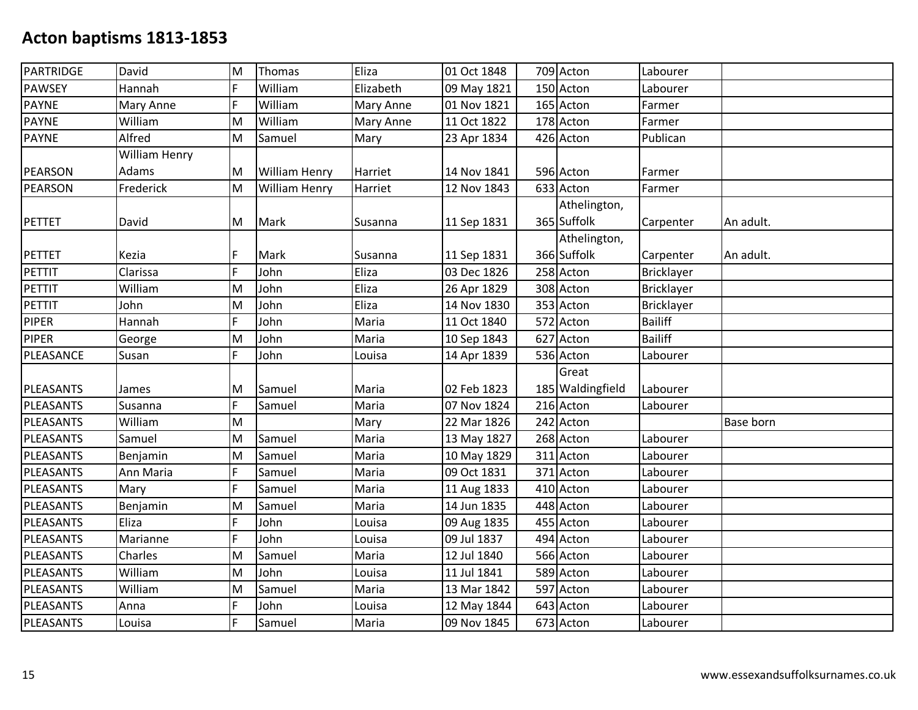# Acton baptisms 1813-1853

| | | | | | | | | | |
|---|---|---|---|---|---|---|---|---|---|
| PARTRIDGE | David | M | Thomas | Eliza | 01 Oct 1848 | 709 | Acton | Labourer | |
| PAWSEY | Hannah | F | William | Elizabeth | 09 May 1821 | 150 | Acton | Labourer | |
| PAYNE | Mary Anne | F | William | Mary Anne | 01 Nov 1821 | 165 | Acton | Farmer | |
| PAYNE | William | M | William | Mary Anne | 11 Oct 1822 | 178 | Acton | Farmer | |
| PAYNE | Alfred | M | Samuel | Mary | 23 Apr 1834 | 426 | Acton | Publican | |
| PEARSON | William Henry Adams | M | William Henry | Harriet | 14 Nov 1841 | 596 | Acton | Farmer | |
| PEARSON | Frederick | M | William Henry | Harriet | 12 Nov 1843 | 633 | Acton | Farmer | |
| PETTET | David | M | Mark | Susanna | 11 Sep 1831 | 365 | Athelington, Suffolk | Carpenter | An adult. |
| PETTET | Kezia | F | Mark | Susanna | 11 Sep 1831 | 366 | Athelington, Suffolk | Carpenter | An adult. |
| PETTIT | Clarissa | F | John | Eliza | 03 Dec 1826 | 258 | Acton | Bricklayer | |
| PETTIT | William | M | John | Eliza | 26 Apr 1829 | 308 | Acton | Bricklayer | |
| PETTIT | John | M | John | Eliza | 14 Nov 1830 | 353 | Acton | Bricklayer | |
| PIPER | Hannah | F | John | Maria | 11 Oct 1840 | 572 | Acton | Bailiff | |
| PIPER | George | M | John | Maria | 10 Sep 1843 | 627 | Acton | Bailiff | |
| PLEASANCE | Susan | F | John | Louisa | 14 Apr 1839 | 536 | Acton | Labourer | |
| PLEASANTS | James | M | Samuel | Maria | 02 Feb 1823 | 185 | Great Waldingfield | Labourer | |
| PLEASANTS | Susanna | F | Samuel | Maria | 07 Nov 1824 | 216 | Acton | Labourer | |
| PLEASANTS | William | M | | Mary | 22 Mar 1826 | 242 | Acton | | Base born |
| PLEASANTS | Samuel | M | Samuel | Maria | 13 May 1827 | 268 | Acton | Labourer | |
| PLEASANTS | Benjamin | M | Samuel | Maria | 10 May 1829 | 311 | Acton | Labourer | |
| PLEASANTS | Ann Maria | F | Samuel | Maria | 09 Oct 1831 | 371 | Acton | Labourer | |
| PLEASANTS | Mary | F | Samuel | Maria | 11 Aug 1833 | 410 | Acton | Labourer | |
| PLEASANTS | Benjamin | M | Samuel | Maria | 14 Jun 1835 | 448 | Acton | Labourer | |
| PLEASANTS | Eliza | F | John | Louisa | 09 Aug 1835 | 455 | Acton | Labourer | |
| PLEASANTS | Marianne | F | John | Louisa | 09 Jul 1837 | 494 | Acton | Labourer | |
| PLEASANTS | Charles | M | Samuel | Maria | 12 Jul 1840 | 566 | Acton | Labourer | |
| PLEASANTS | William | M | John | Louisa | 11 Jul 1841 | 589 | Acton | Labourer | |
| PLEASANTS | William | M | Samuel | Maria | 13 Mar 1842 | 597 | Acton | Labourer | |
| PLEASANTS | Anna | F | John | Louisa | 12 May 1844 | 643 | Acton | Labourer | |
| PLEASANTS | Louisa | F | Samuel | Maria | 09 Nov 1845 | 673 | Acton | Labourer | |

www.essexandsuffolksurnames.co.uk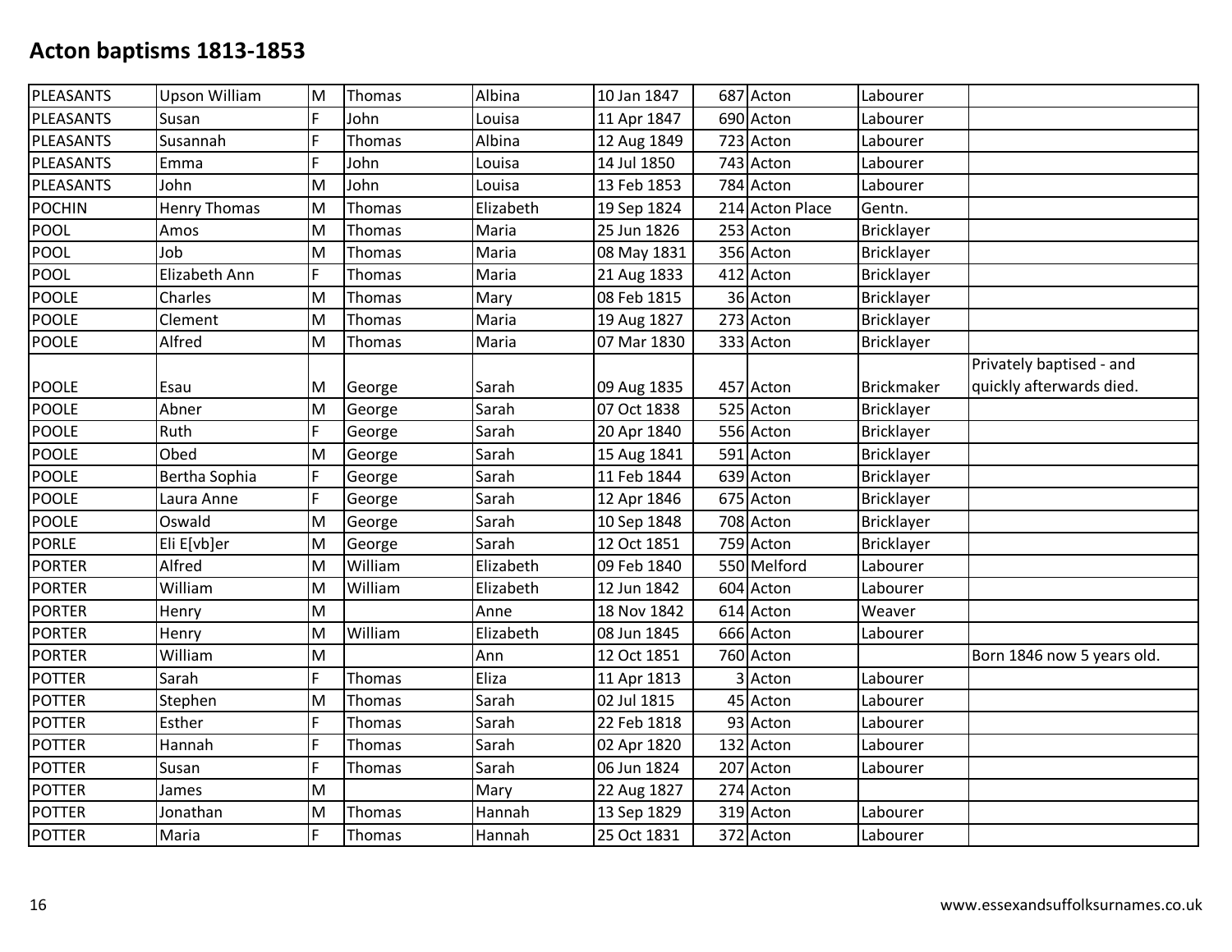# Acton baptisms 1813-1853

| | | | | | | | | | |
|---|---|---|---|---|---|---|---|---|---|
| PLEASANTS | Upson William | M | Thomas | Albina | 10 Jan 1847 | 687 | Acton | Labourer | |
| PLEASANTS | Susan | F | John | Louisa | 11 Apr 1847 | 690 | Acton | Labourer | |
| PLEASANTS | Susannah | F | Thomas | Albina | 12 Aug 1849 | 723 | Acton | Labourer | |
| PLEASANTS | Emma | F | John | Louisa | 14 Jul 1850 | 743 | Acton | Labourer | |
| PLEASANTS | John | M | John | Louisa | 13 Feb 1853 | 784 | Acton | Labourer | |
| POCHIN | Henry Thomas | M | Thomas | Elizabeth | 19 Sep 1824 | 214 | Acton Place | Gentn. | |
| POOL | Amos | M | Thomas | Maria | 25 Jun 1826 | 253 | Acton | Bricklayer | |
| POOL | Job | M | Thomas | Maria | 08 May 1831 | 356 | Acton | Bricklayer | |
| POOL | Elizabeth Ann | F | Thomas | Maria | 21 Aug 1833 | 412 | Acton | Bricklayer | |
| POOLE | Charles | M | Thomas | Mary | 08 Feb 1815 | 36 | Acton | Bricklayer | |
| POOLE | Clement | M | Thomas | Maria | 19 Aug 1827 | 273 | Acton | Bricklayer | |
| POOLE | Alfred | M | Thomas | Maria | 07 Mar 1830 | 333 | Acton | Bricklayer | |
| POOLE | Esau | M | George | Sarah | 09 Aug 1835 | 457 | Acton | Brickmaker | Privately baptised - and quickly afterwards died. |
| POOLE | Abner | M | George | Sarah | 07 Oct 1838 | 525 | Acton | Bricklayer | |
| POOLE | Ruth | F | George | Sarah | 20 Apr 1840 | 556 | Acton | Bricklayer | |
| POOLE | Obed | M | George | Sarah | 15 Aug 1841 | 591 | Acton | Bricklayer | |
| POOLE | Bertha Sophia | F | George | Sarah | 11 Feb 1844 | 639 | Acton | Bricklayer | |
| POOLE | Laura Anne | F | George | Sarah | 12 Apr 1846 | 675 | Acton | Bricklayer | |
| POOLE | Oswald | M | George | Sarah | 10 Sep 1848 | 708 | Acton | Bricklayer | |
| PORLE | Eli E[vb]er | M | George | Sarah | 12 Oct 1851 | 759 | Acton | Bricklayer | |
| PORTER | Alfred | M | William | Elizabeth | 09 Feb 1840 | 550 | Melford | Labourer | |
| PORTER | William | M | William | Elizabeth | 12 Jun 1842 | 604 | Acton | Labourer | |
| PORTER | Henry | M | | Anne | 18 Nov 1842 | 614 | Acton | Weaver | |
| PORTER | Henry | M | William | Elizabeth | 08 Jun 1845 | 666 | Acton | Labourer | |
| PORTER | William | M | | Ann | 12 Oct 1851 | 760 | Acton | | Born 1846 now 5 years old. |
| POTTER | Sarah | F | Thomas | Eliza | 11 Apr 1813 | 3 | Acton | Labourer | |
| POTTER | Stephen | M | Thomas | Sarah | 02 Jul 1815 | 45 | Acton | Labourer | |
| POTTER | Esther | F | Thomas | Sarah | 22 Feb 1818 | 93 | Acton | Labourer | |
| POTTER | Hannah | F | Thomas | Sarah | 02 Apr 1820 | 132 | Acton | Labourer | |
| POTTER | Susan | F | Thomas | Sarah | 06 Jun 1824 | 207 | Acton | Labourer | |
| POTTER | James | M | | Mary | 22 Aug 1827 | 274 | Acton | | |
| POTTER | Jonathan | M | Thomas | Hannah | 13 Sep 1829 | 319 | Acton | Labourer | |
| POTTER | Maria | F | Thomas | Hannah | 25 Oct 1831 | 372 | Acton | Labourer | |

www.essexandsuffolksurnames.co.uk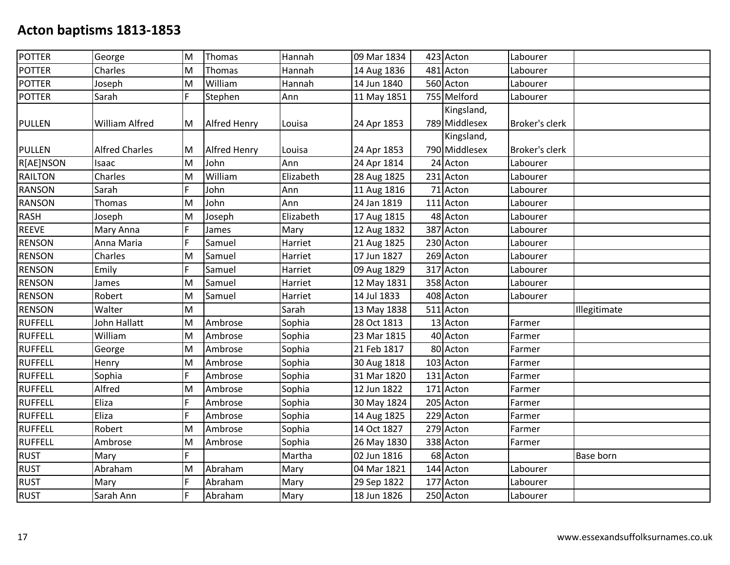# Acton baptisms 1813-1853

| | | | | | | | | | |
|---|---|---|---|---|---|---|---|---|---|
| POTTER | George | M | Thomas | Hannah | 09 Mar 1834 | 423 | Acton | Labourer | |
| POTTER | Charles | M | Thomas | Hannah | 14 Aug 1836 | 481 | Acton | Labourer | |
| POTTER | Joseph | M | William | Hannah | 14 Jun 1840 | 560 | Acton | Labourer | |
| POTTER | Sarah | F | Stephen | Ann | 11 May 1851 | 755 | Melford | Labourer | |
| PULLEN | William Alfred | M | Alfred Henry | Louisa | 24 Apr 1853 | 789 | Kingsland, Middlesex | Broker's clerk | |
| PULLEN | Alfred Charles | M | Alfred Henry | Louisa | 24 Apr 1853 | 790 | Kingsland, Middlesex | Broker's clerk | |
| R[AE]NSON | Isaac | M | John | Ann | 24 Apr 1814 | 24 | Acton | Labourer | |
| RAILTON | Charles | M | William | Elizabeth | 28 Aug 1825 | 231 | Acton | Labourer | |
| RANSON | Sarah | F | John | Ann | 11 Aug 1816 | 71 | Acton | Labourer | |
| RANSON | Thomas | M | John | Ann | 24 Jan 1819 | 111 | Acton | Labourer | |
| RASH | Joseph | M | Joseph | Elizabeth | 17 Aug 1815 | 48 | Acton | Labourer | |
| REEVE | Mary Anna | F | James | Mary | 12 Aug 1832 | 387 | Acton | Labourer | |
| RENSON | Anna Maria | F | Samuel | Harriet | 21 Aug 1825 | 230 | Acton | Labourer | |
| RENSON | Charles | M | Samuel | Harriet | 17 Jun 1827 | 269 | Acton | Labourer | |
| RENSON | Emily | F | Samuel | Harriet | 09 Aug 1829 | 317 | Acton | Labourer | |
| RENSON | James | M | Samuel | Harriet | 12 May 1831 | 358 | Acton | Labourer | |
| RENSON | Robert | M | Samuel | Harriet | 14 Jul 1833 | 408 | Acton | Labourer | |
| RENSON | Walter | M | | Sarah | 13 May 1838 | 511 | Acton | | Illegitimate |
| RUFFELL | John Hallatt | M | Ambrose | Sophia | 28 Oct 1813 | 13 | Acton | Farmer | |
| RUFFELL | William | M | Ambrose | Sophia | 23 Mar 1815 | 40 | Acton | Farmer | |
| RUFFELL | George | M | Ambrose | Sophia | 21 Feb 1817 | 80 | Acton | Farmer | |
| RUFFELL | Henry | M | Ambrose | Sophia | 30 Aug 1818 | 103 | Acton | Farmer | |
| RUFFELL | Sophia | F | Ambrose | Sophia | 31 Mar 1820 | 131 | Acton | Farmer | |
| RUFFELL | Alfred | M | Ambrose | Sophia | 12 Jun 1822 | 171 | Acton | Farmer | |
| RUFFELL | Eliza | F | Ambrose | Sophia | 30 May 1824 | 205 | Acton | Farmer | |
| RUFFELL | Eliza | F | Ambrose | Sophia | 14 Aug 1825 | 229 | Acton | Farmer | |
| RUFFELL | Robert | M | Ambrose | Sophia | 14 Oct 1827 | 279 | Acton | Farmer | |
| RUFFELL | Ambrose | M | Ambrose | Sophia | 26 May 1830 | 338 | Acton | Farmer | |
| RUST | Mary | F | | Martha | 02 Jun 1816 | 68 | Acton | | Base born |
| RUST | Abraham | M | Abraham | Mary | 04 Mar 1821 | 144 | Acton | Labourer | |
| RUST | Mary | F | Abraham | Mary | 29 Sep 1822 | 177 | Acton | Labourer | |
| RUST | Sarah Ann | F | Abraham | Mary | 18 Jun 1826 | 250 | Acton | Labourer | |

www.essexandsuffolksurnames.co.uk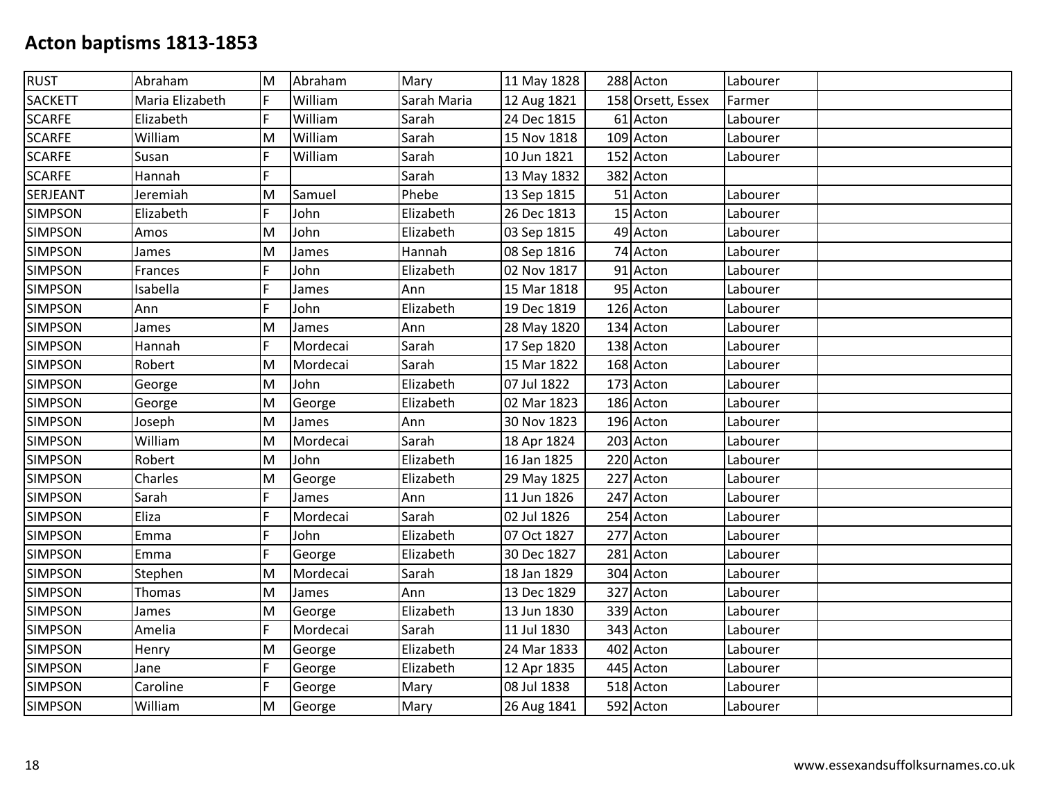# Acton baptisms 1813-1853

| | | | | | | | | | |
|---|---|---|---|---|---|---|---|---|---|
| RUST | Abraham | M | Abraham | Mary | 11 May 1828 | 288 | Acton | Labourer | |
| SACKETT | Maria Elizabeth | F | William | Sarah Maria | 12 Aug 1821 | 158 | Orsett, Essex | Farmer | |
| SCARFE | Elizabeth | F | William | Sarah | 24 Dec 1815 | 61 | Acton | Labourer | |
| SCARFE | William | M | William | Sarah | 15 Nov 1818 | 109 | Acton | Labourer | |
| SCARFE | Susan | F | William | Sarah | 10 Jun 1821 | 152 | Acton | Labourer | |
| SCARFE | Hannah | F | | Sarah | 13 May 1832 | 382 | Acton | | |
| SERJEANT | Jeremiah | M | Samuel | Phebe | 13 Sep 1815 | 51 | Acton | Labourer | |
| SIMPSON | Elizabeth | F | John | Elizabeth | 26 Dec 1813 | 15 | Acton | Labourer | |
| SIMPSON | Amos | M | John | Elizabeth | 03 Sep 1815 | 49 | Acton | Labourer | |
| SIMPSON | James | M | James | Hannah | 08 Sep 1816 | 74 | Acton | Labourer | |
| SIMPSON | Frances | F | John | Elizabeth | 02 Nov 1817 | 91 | Acton | Labourer | |
| SIMPSON | Isabella | F | James | Ann | 15 Mar 1818 | 95 | Acton | Labourer | |
| SIMPSON | Ann | F | John | Elizabeth | 19 Dec 1819 | 126 | Acton | Labourer | |
| SIMPSON | James | M | James | Ann | 28 May 1820 | 134 | Acton | Labourer | |
| SIMPSON | Hannah | F | Mordecai | Sarah | 17 Sep 1820 | 138 | Acton | Labourer | |
| SIMPSON | Robert | M | Mordecai | Sarah | 15 Mar 1822 | 168 | Acton | Labourer | |
| SIMPSON | George | M | John | Elizabeth | 07 Jul 1822 | 173 | Acton | Labourer | |
| SIMPSON | George | M | George | Elizabeth | 02 Mar 1823 | 186 | Acton | Labourer | |
| SIMPSON | Joseph | M | James | Ann | 30 Nov 1823 | 196 | Acton | Labourer | |
| SIMPSON | William | M | Mordecai | Sarah | 18 Apr 1824 | 203 | Acton | Labourer | |
| SIMPSON | Robert | M | John | Elizabeth | 16 Jan 1825 | 220 | Acton | Labourer | |
| SIMPSON | Charles | M | George | Elizabeth | 29 May 1825 | 227 | Acton | Labourer | |
| SIMPSON | Sarah | F | James | Ann | 11 Jun 1826 | 247 | Acton | Labourer | |
| SIMPSON | Eliza | F | Mordecai | Sarah | 02 Jul 1826 | 254 | Acton | Labourer | |
| SIMPSON | Emma | F | John | Elizabeth | 07 Oct 1827 | 277 | Acton | Labourer | |
| SIMPSON | Emma | F | George | Elizabeth | 30 Dec 1827 | 281 | Acton | Labourer | |
| SIMPSON | Stephen | M | Mordecai | Sarah | 18 Jan 1829 | 304 | Acton | Labourer | |
| SIMPSON | Thomas | M | James | Ann | 13 Dec 1829 | 327 | Acton | Labourer | |
| SIMPSON | James | M | George | Elizabeth | 13 Jun 1830 | 339 | Acton | Labourer | |
| SIMPSON | Amelia | F | Mordecai | Sarah | 11 Jul 1830 | 343 | Acton | Labourer | |
| SIMPSON | Henry | M | George | Elizabeth | 24 Mar 1833 | 402 | Acton | Labourer | |
| SIMPSON | Jane | F | George | Elizabeth | 12 Apr 1835 | 445 | Acton | Labourer | |
| SIMPSON | Caroline | F | George | Mary | 08 Jul 1838 | 518 | Acton | Labourer | |
| SIMPSON | William | M | George | Mary | 26 Aug 1841 | 592 | Acton | Labourer | |

www.essexandsuffolksurnames.co.uk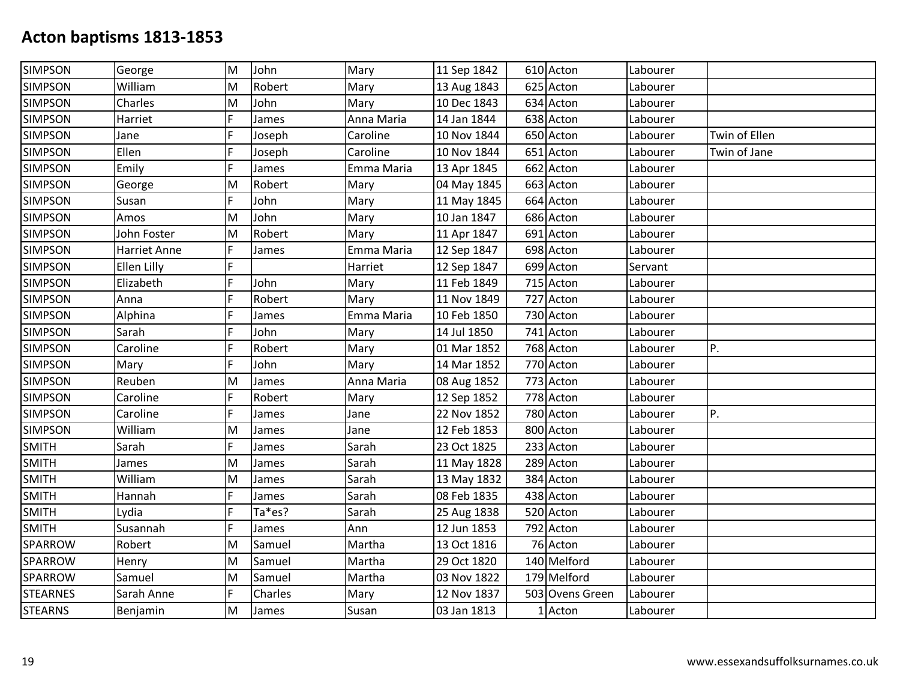# Acton baptisms 1813-1853

| | | | | | | | | | |
|---|---|---|---|---|---|---|---|---|---|
| SIMPSON | George | M | John | Mary | 11 Sep 1842 | 610 | Acton | Labourer | |
| SIMPSON | William | M | Robert | Mary | 13 Aug 1843 | 625 | Acton | Labourer | |
| SIMPSON | Charles | M | John | Mary | 10 Dec 1843 | 634 | Acton | Labourer | |
| SIMPSON | Harriet | F | James | Anna Maria | 14 Jan 1844 | 638 | Acton | Labourer | |
| SIMPSON | Jane | F | Joseph | Caroline | 10 Nov 1844 | 650 | Acton | Labourer | Twin of Ellen |
| SIMPSON | Ellen | F | Joseph | Caroline | 10 Nov 1844 | 651 | Acton | Labourer | Twin of Jane |
| SIMPSON | Emily | F | James | Emma Maria | 13 Apr 1845 | 662 | Acton | Labourer | |
| SIMPSON | George | M | Robert | Mary | 04 May 1845 | 663 | Acton | Labourer | |
| SIMPSON | Susan | F | John | Mary | 11 May 1845 | 664 | Acton | Labourer | |
| SIMPSON | Amos | M | John | Mary | 10 Jan 1847 | 686 | Acton | Labourer | |
| SIMPSON | John Foster | M | Robert | Mary | 11 Apr 1847 | 691 | Acton | Labourer | |
| SIMPSON | Harriet Anne | F | James | Emma Maria | 12 Sep 1847 | 698 | Acton | Labourer | |
| SIMPSON | Ellen Lilly | F | | Harriet | 12 Sep 1847 | 699 | Acton | Servant | |
| SIMPSON | Elizabeth | F | John | Mary | 11 Feb 1849 | 715 | Acton | Labourer | |
| SIMPSON | Anna | F | Robert | Mary | 11 Nov 1849 | 727 | Acton | Labourer | |
| SIMPSON | Alphina | F | James | Emma Maria | 10 Feb 1850 | 730 | Acton | Labourer | |
| SIMPSON | Sarah | F | John | Mary | 14 Jul 1850 | 741 | Acton | Labourer | |
| SIMPSON | Caroline | F | Robert | Mary | 01 Mar 1852 | 768 | Acton | Labourer | P. |
| SIMPSON | Mary | F | John | Mary | 14 Mar 1852 | 770 | Acton | Labourer | |
| SIMPSON | Reuben | M | James | Anna Maria | 08 Aug 1852 | 773 | Acton | Labourer | |
| SIMPSON | Caroline | F | Robert | Mary | 12 Sep 1852 | 778 | Acton | Labourer | |
| SIMPSON | Caroline | F | James | Jane | 22 Nov 1852 | 780 | Acton | Labourer | P. |
| SIMPSON | William | M | James | Jane | 12 Feb 1853 | 800 | Acton | Labourer | |
| SMITH | Sarah | F | James | Sarah | 23 Oct 1825 | 233 | Acton | Labourer | |
| SMITH | James | M | James | Sarah | 11 May 1828 | 289 | Acton | Labourer | |
| SMITH | William | M | James | Sarah | 13 May 1832 | 384 | Acton | Labourer | |
| SMITH | Hannah | F | James | Sarah | 08 Feb 1835 | 438 | Acton | Labourer | |
| SMITH | Lydia | F | Ta*es? | Sarah | 25 Aug 1838 | 520 | Acton | Labourer | |
| SMITH | Susannah | F | James | Ann | 12 Jun 1853 | 792 | Acton | Labourer | |
| SPARROW | Robert | M | Samuel | Martha | 13 Oct 1816 | 76 | Acton | Labourer | |
| SPARROW | Henry | M | Samuel | Martha | 29 Oct 1820 | 140 | Melford | Labourer | |
| SPARROW | Samuel | M | Samuel | Martha | 03 Nov 1822 | 179 | Melford | Labourer | |
| STEARNES | Sarah Anne | F | Charles | Mary | 12 Nov 1837 | 503 | Ovens Green | Labourer | |
| STEARNS | Benjamin | M | James | Susan | 03 Jan 1813 | 1 | Acton | Labourer | |

www.essexandsuffolksurnames.co.uk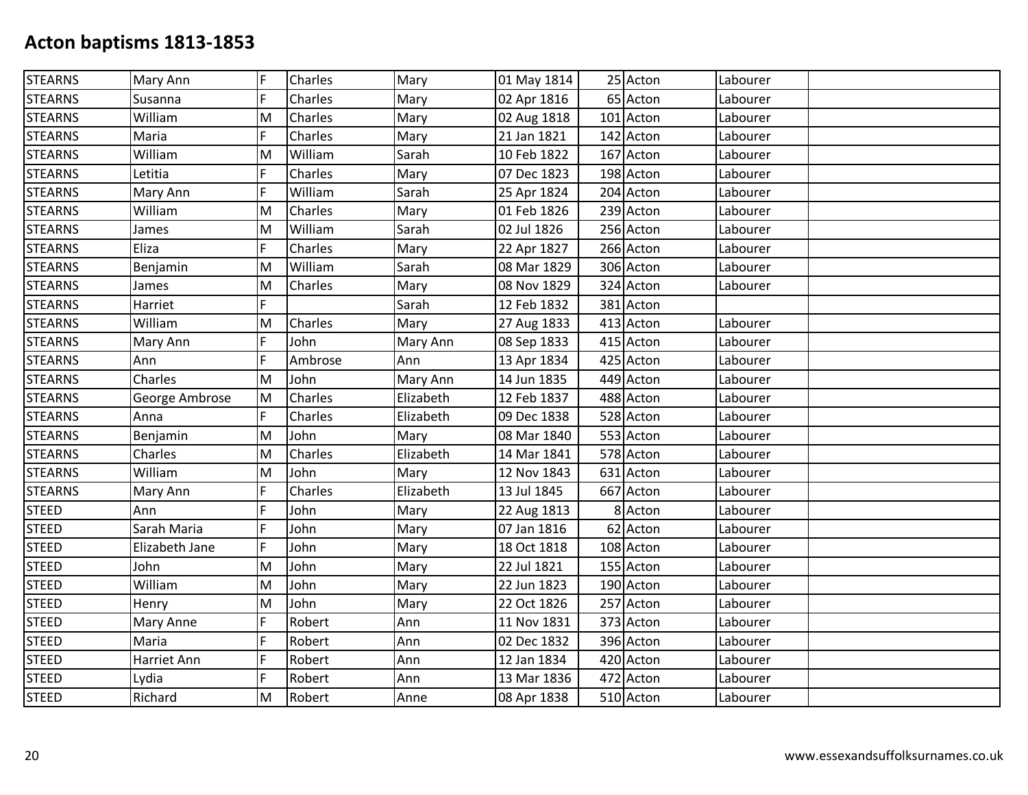# Acton baptisms 1813-1853

| | | | | | | | | | |
|---|---|---|---|---|---|---|---|---|---|
| STEARNS | Mary Ann | F | Charles | Mary | 01 May 1814 | 25 | Acton | Labourer | |
| STEARNS | Susanna | F | Charles | Mary | 02 Apr 1816 | 65 | Acton | Labourer | |
| STEARNS | William | M | Charles | Mary | 02 Aug 1818 | 101 | Acton | Labourer | |
| STEARNS | Maria | F | Charles | Mary | 21 Jan 1821 | 142 | Acton | Labourer | |
| STEARNS | William | M | William | Sarah | 10 Feb 1822 | 167 | Acton | Labourer | |
| STEARNS | Letitia | F | Charles | Mary | 07 Dec 1823 | 198 | Acton | Labourer | |
| STEARNS | Mary Ann | F | William | Sarah | 25 Apr 1824 | 204 | Acton | Labourer | |
| STEARNS | William | M | Charles | Mary | 01 Feb 1826 | 239 | Acton | Labourer | |
| STEARNS | James | M | William | Sarah | 02 Jul 1826 | 256 | Acton | Labourer | |
| STEARNS | Eliza | F | Charles | Mary | 22 Apr 1827 | 266 | Acton | Labourer | |
| STEARNS | Benjamin | M | William | Sarah | 08 Mar 1829 | 306 | Acton | Labourer | |
| STEARNS | James | M | Charles | Mary | 08 Nov 1829 | 324 | Acton | Labourer | |
| STEARNS | Harriet | F | | Sarah | 12 Feb 1832 | 381 | Acton | | |
| STEARNS | William | M | Charles | Mary | 27 Aug 1833 | 413 | Acton | Labourer | |
| STEARNS | Mary Ann | F | John | Mary Ann | 08 Sep 1833 | 415 | Acton | Labourer | |
| STEARNS | Ann | F | Ambrose | Ann | 13 Apr 1834 | 425 | Acton | Labourer | |
| STEARNS | Charles | M | John | Mary Ann | 14 Jun 1835 | 449 | Acton | Labourer | |
| STEARNS | George Ambrose | M | Charles | Elizabeth | 12 Feb 1837 | 488 | Acton | Labourer | |
| STEARNS | Anna | F | Charles | Elizabeth | 09 Dec 1838 | 528 | Acton | Labourer | |
| STEARNS | Benjamin | M | John | Mary | 08 Mar 1840 | 553 | Acton | Labourer | |
| STEARNS | Charles | M | Charles | Elizabeth | 14 Mar 1841 | 578 | Acton | Labourer | |
| STEARNS | William | M | John | Mary | 12 Nov 1843 | 631 | Acton | Labourer | |
| STEARNS | Mary Ann | F | Charles | Elizabeth | 13 Jul 1845 | 667 | Acton | Labourer | |
| STEED | Ann | F | John | Mary | 22 Aug 1813 | 8 | Acton | Labourer | |
| STEED | Sarah Maria | F | John | Mary | 07 Jan 1816 | 62 | Acton | Labourer | |
| STEED | Elizabeth Jane | F | John | Mary | 18 Oct 1818 | 108 | Acton | Labourer | |
| STEED | John | M | John | Mary | 22 Jul 1821 | 155 | Acton | Labourer | |
| STEED | William | M | John | Mary | 22 Jun 1823 | 190 | Acton | Labourer | |
| STEED | Henry | M | John | Mary | 22 Oct 1826 | 257 | Acton | Labourer | |
| STEED | Mary Anne | F | Robert | Ann | 11 Nov 1831 | 373 | Acton | Labourer | |
| STEED | Maria | F | Robert | Ann | 02 Dec 1832 | 396 | Acton | Labourer | |
| STEED | Harriet Ann | F | Robert | Ann | 12 Jan 1834 | 420 | Acton | Labourer | |
| STEED | Lydia | F | Robert | Ann | 13 Mar 1836 | 472 | Acton | Labourer | |
| STEED | Richard | M | Robert | Anne | 08 Apr 1838 | 510 | Acton | Labourer | |

www.essexandsuffolksurnames.co.uk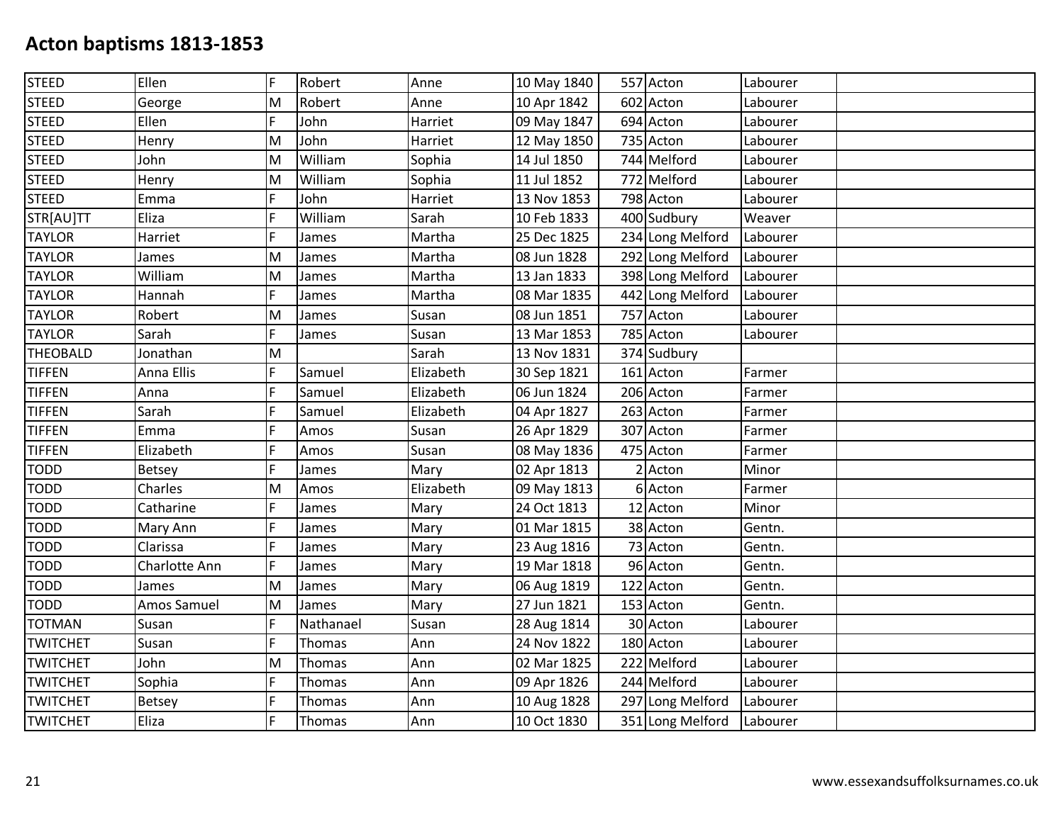# Acton baptisms 1813-1853

| | | | | | | | | | |
|---|---|---|---|---|---|---|---|---|---|
| STEED | Ellen | F | Robert | Anne | 10 May 1840 | 557 | Acton | Labourer | |
| STEED | George | M | Robert | Anne | 10 Apr 1842 | 602 | Acton | Labourer | |
| STEED | Ellen | F | John | Harriet | 09 May 1847 | 694 | Acton | Labourer | |
| STEED | Henry | M | John | Harriet | 12 May 1850 | 735 | Acton | Labourer | |
| STEED | John | M | William | Sophia | 14 Jul 1850 | 744 | Melford | Labourer | |
| STEED | Henry | M | William | Sophia | 11 Jul 1852 | 772 | Melford | Labourer | |
| STEED | Emma | F | John | Harriet | 13 Nov 1853 | 798 | Acton | Labourer | |
| STR[AU]TT | Eliza | F | William | Sarah | 10 Feb 1833 | 400 | Sudbury | Weaver | |
| TAYLOR | Harriet | F | James | Martha | 25 Dec 1825 | 234 | Long Melford | Labourer | |
| TAYLOR | James | M | James | Martha | 08 Jun 1828 | 292 | Long Melford | Labourer | |
| TAYLOR | William | M | James | Martha | 13 Jan 1833 | 398 | Long Melford | Labourer | |
| TAYLOR | Hannah | F | James | Martha | 08 Mar 1835 | 442 | Long Melford | Labourer | |
| TAYLOR | Robert | M | James | Susan | 08 Jun 1851 | 757 | Acton | Labourer | |
| TAYLOR | Sarah | F | James | Susan | 13 Mar 1853 | 785 | Acton | Labourer | |
| THEOBALD | Jonathan | M | | Sarah | 13 Nov 1831 | 374 | Sudbury | | |
| TIFFEN | Anna Ellis | F | Samuel | Elizabeth | 30 Sep 1821 | 161 | Acton | Farmer | |
| TIFFEN | Anna | F | Samuel | Elizabeth | 06 Jun 1824 | 206 | Acton | Farmer | |
| TIFFEN | Sarah | F | Samuel | Elizabeth | 04 Apr 1827 | 263 | Acton | Farmer | |
| TIFFEN | Emma | F | Amos | Susan | 26 Apr 1829 | 307 | Acton | Farmer | |
| TIFFEN | Elizabeth | F | Amos | Susan | 08 May 1836 | 475 | Acton | Farmer | |
| TODD | Betsey | F | James | Mary | 02 Apr 1813 | 2 | Acton | Minor | |
| TODD | Charles | M | Amos | Elizabeth | 09 May 1813 | 6 | Acton | Farmer | |
| TODD | Catharine | F | James | Mary | 24 Oct 1813 | 12 | Acton | Minor | |
| TODD | Mary Ann | F | James | Mary | 01 Mar 1815 | 38 | Acton | Gentn. | |
| TODD | Clarissa | F | James | Mary | 23 Aug 1816 | 73 | Acton | Gentn. | |
| TODD | Charlotte Ann | F | James | Mary | 19 Mar 1818 | 96 | Acton | Gentn. | |
| TODD | James | M | James | Mary | 06 Aug 1819 | 122 | Acton | Gentn. | |
| TODD | Amos Samuel | M | James | Mary | 27 Jun 1821 | 153 | Acton | Gentn. | |
| TOTMAN | Susan | F | Nathanael | Susan | 28 Aug 1814 | 30 | Acton | Labourer | |
| TWITCHET | Susan | F | Thomas | Ann | 24 Nov 1822 | 180 | Acton | Labourer | |
| TWITCHET | John | M | Thomas | Ann | 02 Mar 1825 | 222 | Melford | Labourer | |
| TWITCHET | Sophia | F | Thomas | Ann | 09 Apr 1826 | 244 | Melford | Labourer | |
| TWITCHET | Betsey | F | Thomas | Ann | 10 Aug 1828 | 297 | Long Melford | Labourer | |
| TWITCHET | Eliza | F | Thomas | Ann | 10 Oct 1830 | 351 | Long Melford | Labourer | |

www.essexandsuffolksurnames.co.uk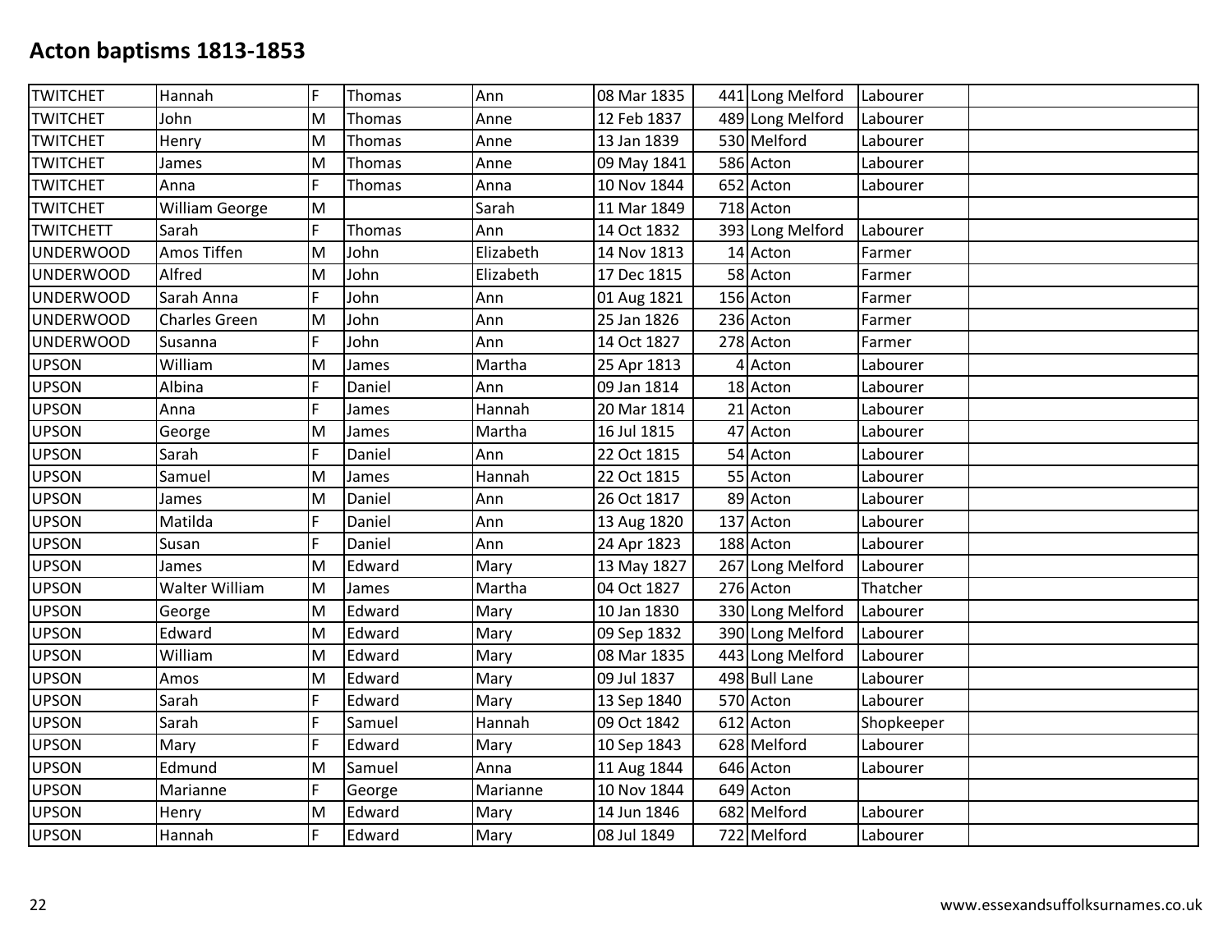# Acton baptisms 1813-1853

| | | | | | | | | | |
|---|---|---|---|---|---|---|---|---|---|
| TWITCHET | Hannah | F | Thomas | Ann | 08 Mar 1835 | 441 | Long Melford | Labourer | |
| TWITCHET | John | M | Thomas | Anne | 12 Feb 1837 | 489 | Long Melford | Labourer | |
| TWITCHET | Henry | M | Thomas | Anne | 13 Jan 1839 | 530 | Melford | Labourer | |
| TWITCHET | James | M | Thomas | Anne | 09 May 1841 | 586 | Acton | Labourer | |
| TWITCHET | Anna | F | Thomas | Anna | 10 Nov 1844 | 652 | Acton | Labourer | |
| TWITCHET | William George | M | | Sarah | 11 Mar 1849 | 718 | Acton | | |
| TWITCHETT | Sarah | F | Thomas | Ann | 14 Oct 1832 | 393 | Long Melford | Labourer | |
| UNDERWOOD | Amos Tiffen | M | John | Elizabeth | 14 Nov 1813 | 14 | Acton | Farmer | |
| UNDERWOOD | Alfred | M | John | Elizabeth | 17 Dec 1815 | 58 | Acton | Farmer | |
| UNDERWOOD | Sarah Anna | F | John | Ann | 01 Aug 1821 | 156 | Acton | Farmer | |
| UNDERWOOD | Charles Green | M | John | Ann | 25 Jan 1826 | 236 | Acton | Farmer | |
| UNDERWOOD | Susanna | F | John | Ann | 14 Oct 1827 | 278 | Acton | Farmer | |
| UPSON | William | M | James | Martha | 25 Apr 1813 | 4 | Acton | Labourer | |
| UPSON | Albina | F | Daniel | Ann | 09 Jan 1814 | 18 | Acton | Labourer | |
| UPSON | Anna | F | James | Hannah | 20 Mar 1814 | 21 | Acton | Labourer | |
| UPSON | George | M | James | Martha | 16 Jul 1815 | 47 | Acton | Labourer | |
| UPSON | Sarah | F | Daniel | Ann | 22 Oct 1815 | 54 | Acton | Labourer | |
| UPSON | Samuel | M | James | Hannah | 22 Oct 1815 | 55 | Acton | Labourer | |
| UPSON | James | M | Daniel | Ann | 26 Oct 1817 | 89 | Acton | Labourer | |
| UPSON | Matilda | F | Daniel | Ann | 13 Aug 1820 | 137 | Acton | Labourer | |
| UPSON | Susan | F | Daniel | Ann | 24 Apr 1823 | 188 | Acton | Labourer | |
| UPSON | James | M | Edward | Mary | 13 May 1827 | 267 | Long Melford | Labourer | |
| UPSON | Walter William | M | James | Martha | 04 Oct 1827 | 276 | Acton | Thatcher | |
| UPSON | George | M | Edward | Mary | 10 Jan 1830 | 330 | Long Melford | Labourer | |
| UPSON | Edward | M | Edward | Mary | 09 Sep 1832 | 390 | Long Melford | Labourer | |
| UPSON | William | M | Edward | Mary | 08 Mar 1835 | 443 | Long Melford | Labourer | |
| UPSON | Amos | M | Edward | Mary | 09 Jul 1837 | 498 | Bull Lane | Labourer | |
| UPSON | Sarah | F | Edward | Mary | 13 Sep 1840 | 570 | Acton | Labourer | |
| UPSON | Sarah | F | Samuel | Hannah | 09 Oct 1842 | 612 | Acton | Shopkeeper | |
| UPSON | Mary | F | Edward | Mary | 10 Sep 1843 | 628 | Melford | Labourer | |
| UPSON | Edmund | M | Samuel | Anna | 11 Aug 1844 | 646 | Acton | Labourer | |
| UPSON | Marianne | F | George | Marianne | 10 Nov 1844 | 649 | Acton | | |
| UPSON | Henry | M | Edward | Mary | 14 Jun 1846 | 682 | Melford | Labourer | |
| UPSON | Hannah | F | Edward | Mary | 08 Jul 1849 | 722 | Melford | Labourer | |

www.essexandsuffolksurnames.co.uk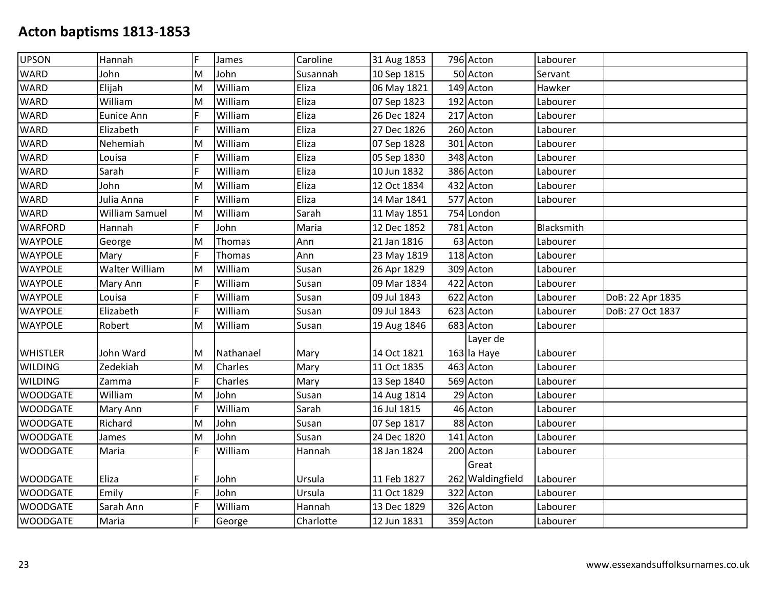# Acton baptisms 1813-1853

| | | | | | | | | | |
|---|---|---|---|---|---|---|---|---|---|
| UPSON | Hannah | F | James | Caroline | 31 Aug 1853 | 796 | Acton | Labourer | |
| WARD | John | M | John | Susannah | 10 Sep 1815 | 50 | Acton | Servant | |
| WARD | Elijah | M | William | Eliza | 06 May 1821 | 149 | Acton | Hawker | |
| WARD | William | M | William | Eliza | 07 Sep 1823 | 192 | Acton | Labourer | |
| WARD | Eunice Ann | F | William | Eliza | 26 Dec 1824 | 217 | Acton | Labourer | |
| WARD | Elizabeth | F | William | Eliza | 27 Dec 1826 | 260 | Acton | Labourer | |
| WARD | Nehemiah | M | William | Eliza | 07 Sep 1828 | 301 | Acton | Labourer | |
| WARD | Louisa | F | William | Eliza | 05 Sep 1830 | 348 | Acton | Labourer | |
| WARD | Sarah | F | William | Eliza | 10 Jun 1832 | 386 | Acton | Labourer | |
| WARD | John | M | William | Eliza | 12 Oct 1834 | 432 | Acton | Labourer | |
| WARD | Julia Anna | F | William | Eliza | 14 Mar 1841 | 577 | Acton | Labourer | |
| WARD | William Samuel | M | William | Sarah | 11 May 1851 | 754 | London | | |
| WARFORD | Hannah | F | John | Maria | 12 Dec 1852 | 781 | Acton | Blacksmith | |
| WAYPOLE | George | M | Thomas | Ann | 21 Jan 1816 | 63 | Acton | Labourer | |
| WAYPOLE | Mary | F | Thomas | Ann | 23 May 1819 | 118 | Acton | Labourer | |
| WAYPOLE | Walter William | M | William | Susan | 26 Apr 1829 | 309 | Acton | Labourer | |
| WAYPOLE | Mary Ann | F | William | Susan | 09 Mar 1834 | 422 | Acton | Labourer | |
| WAYPOLE | Louisa | F | William | Susan | 09 Jul 1843 | 622 | Acton | Labourer | DoB: 22 Apr 1835 |
| WAYPOLE | Elizabeth | F | William | Susan | 09 Jul 1843 | 623 | Acton | Labourer | DoB: 27 Oct 1837 |
| WAYPOLE | Robert | M | William | Susan | 19 Aug 1846 | 683 | Acton | Labourer | |
| WHISTLER | John Ward | M | Nathanael | Mary | 14 Oct 1821 | 163 | Layer de la Haye | Labourer | |
| WILDING | Zedekiah | M | Charles | Mary | 11 Oct 1835 | 463 | Acton | Labourer | |
| WILDING | Zamma | F | Charles | Mary | 13 Sep 1840 | 569 | Acton | Labourer | |
| WOODGATE | William | M | John | Susan | 14 Aug 1814 | 29 | Acton | Labourer | |
| WOODGATE | Mary Ann | F | William | Sarah | 16 Jul 1815 | 46 | Acton | Labourer | |
| WOODGATE | Richard | M | John | Susan | 07 Sep 1817 | 88 | Acton | Labourer | |
| WOODGATE | James | M | John | Susan | 24 Dec 1820 | 141 | Acton | Labourer | |
| WOODGATE | Maria | F | William | Hannah | 18 Jan 1824 | 200 | Acton | Labourer | |
| WOODGATE | Eliza | F | John | Ursula | 11 Feb 1827 | 262 | Great Waldingfield | Labourer | |
| WOODGATE | Emily | F | John | Ursula | 11 Oct 1829 | 322 | Acton | Labourer | |
| WOODGATE | Sarah Ann | F | William | Hannah | 13 Dec 1829 | 326 | Acton | Labourer | |
| WOODGATE | Maria | F | George | Charlotte | 12 Jun 1831 | 359 | Acton | Labourer | |

www.essexandsuffolksurnames.co.uk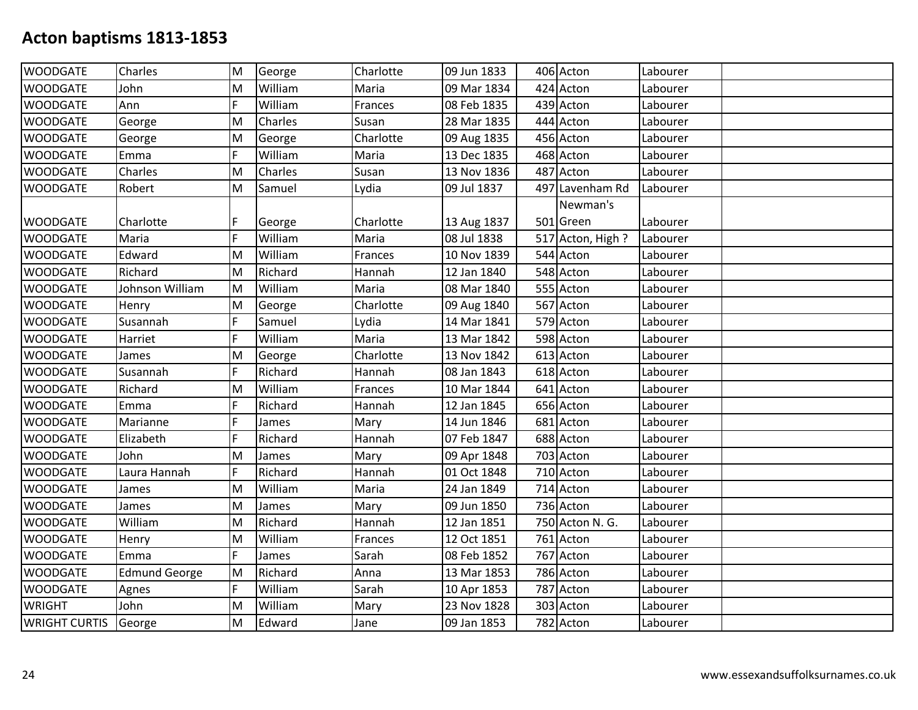# Acton baptisms 1813-1853

| | | | | | | | | | |
|---|---|---|---|---|---|---|---|---|---|
| WOODGATE | Charles | M | George | Charlotte | 09 Jun 1833 | 406 | Acton | Labourer | |
| WOODGATE | John | M | William | Maria | 09 Mar 1834 | 424 | Acton | Labourer | |
| WOODGATE | Ann | F | William | Frances | 08 Feb 1835 | 439 | Acton | Labourer | |
| WOODGATE | George | M | Charles | Susan | 28 Mar 1835 | 444 | Acton | Labourer | |
| WOODGATE | George | M | George | Charlotte | 09 Aug 1835 | 456 | Acton | Labourer | |
| WOODGATE | Emma | F | William | Maria | 13 Dec 1835 | 468 | Acton | Labourer | |
| WOODGATE | Charles | M | Charles | Susan | 13 Nov 1836 | 487 | Acton | Labourer | |
| WOODGATE | Robert | M | Samuel | Lydia | 09 Jul 1837 | 497 | Lavenham Rd | Labourer | |
| WOODGATE | Charlotte | F | George | Charlotte | 13 Aug 1837 | 501 | Newman's Green | Labourer | |
| WOODGATE | Maria | F | William | Maria | 08 Jul 1838 | 517 | Acton, High ? | Labourer | |
| WOODGATE | Edward | M | William | Frances | 10 Nov 1839 | 544 | Acton | Labourer | |
| WOODGATE | Richard | M | Richard | Hannah | 12 Jan 1840 | 548 | Acton | Labourer | |
| WOODGATE | Johnson William | M | William | Maria | 08 Mar 1840 | 555 | Acton | Labourer | |
| WOODGATE | Henry | M | George | Charlotte | 09 Aug 1840 | 567 | Acton | Labourer | |
| WOODGATE | Susannah | F | Samuel | Lydia | 14 Mar 1841 | 579 | Acton | Labourer | |
| WOODGATE | Harriet | F | William | Maria | 13 Mar 1842 | 598 | Acton | Labourer | |
| WOODGATE | James | M | George | Charlotte | 13 Nov 1842 | 613 | Acton | Labourer | |
| WOODGATE | Susannah | F | Richard | Hannah | 08 Jan 1843 | 618 | Acton | Labourer | |
| WOODGATE | Richard | M | William | Frances | 10 Mar 1844 | 641 | Acton | Labourer | |
| WOODGATE | Emma | F | Richard | Hannah | 12 Jan 1845 | 656 | Acton | Labourer | |
| WOODGATE | Marianne | F | James | Mary | 14 Jun 1846 | 681 | Acton | Labourer | |
| WOODGATE | Elizabeth | F | Richard | Hannah | 07 Feb 1847 | 688 | Acton | Labourer | |
| WOODGATE | John | M | James | Mary | 09 Apr 1848 | 703 | Acton | Labourer | |
| WOODGATE | Laura Hannah | F | Richard | Hannah | 01 Oct 1848 | 710 | Acton | Labourer | |
| WOODGATE | James | M | William | Maria | 24 Jan 1849 | 714 | Acton | Labourer | |
| WOODGATE | James | M | James | Mary | 09 Jun 1850 | 736 | Acton | Labourer | |
| WOODGATE | William | M | Richard | Hannah | 12 Jan 1851 | 750 | Acton N. G. | Labourer | |
| WOODGATE | Henry | M | William | Frances | 12 Oct 1851 | 761 | Acton | Labourer | |
| WOODGATE | Emma | F | James | Sarah | 08 Feb 1852 | 767 | Acton | Labourer | |
| WOODGATE | Edmund George | M | Richard | Anna | 13 Mar 1853 | 786 | Acton | Labourer | |
| WOODGATE | Agnes | F | William | Sarah | 10 Apr 1853 | 787 | Acton | Labourer | |
| WRIGHT | John | M | William | Mary | 23 Nov 1828 | 303 | Acton | Labourer | |
| WRIGHT CURTIS | George | M | Edward | Jane | 09 Jan 1853 | 782 | Acton | Labourer | |

www.essexandsuffolksurnames.co.uk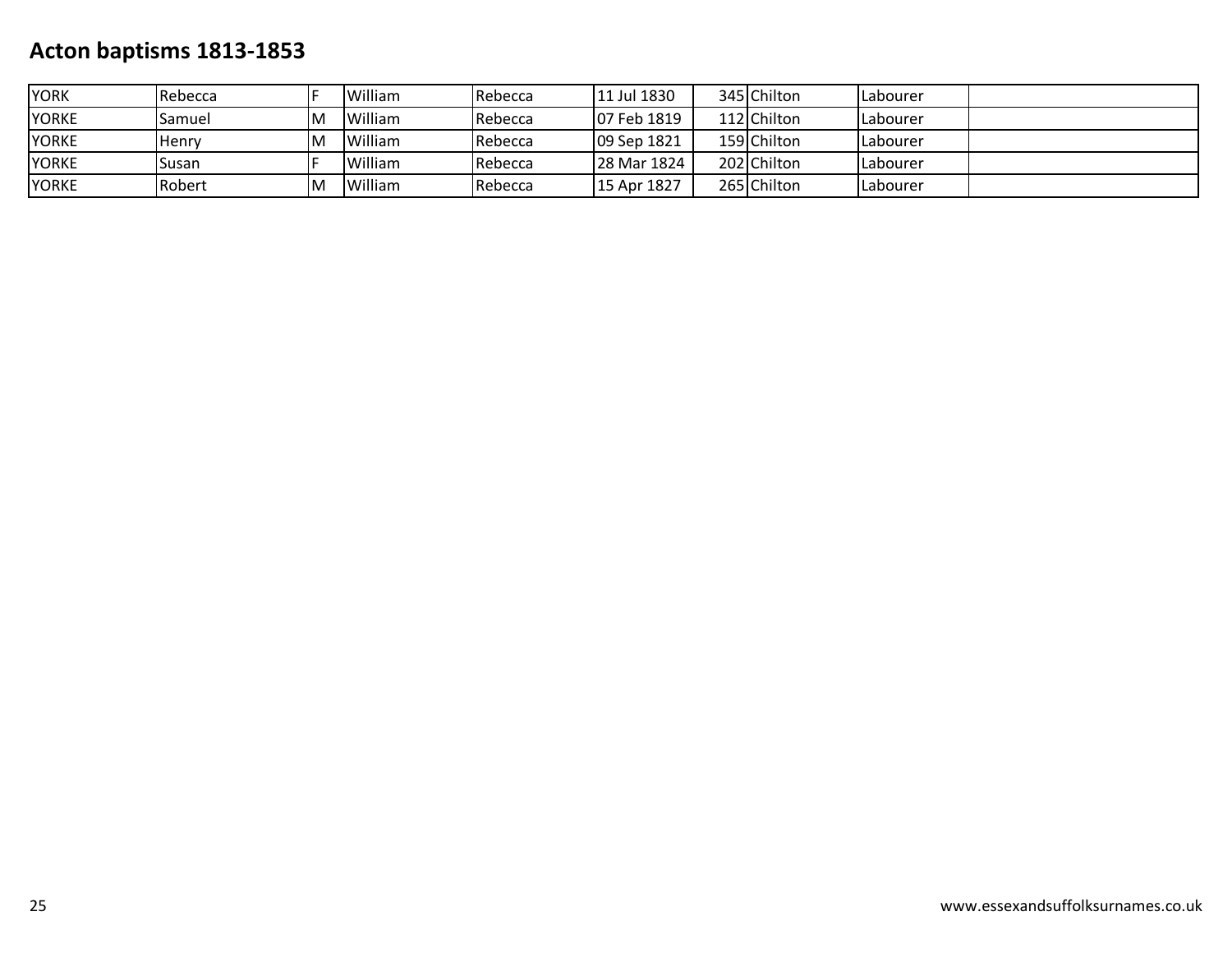# Acton baptisms 1813-1853

| | | | | | | | | | |
|---|---|---|---|---|---|---|---|---|---|
| YORK | Rebecca | F | William | Rebecca | 11 Jul 1830 | 345 | Chilton | Labourer | |
| YORKE | Samuel | M | William | Rebecca | 07 Feb 1819 | 112 | Chilton | Labourer | |
| YORKE | Henry | M | William | Rebecca | 09 Sep 1821 | 159 | Chilton | Labourer | |
| YORKE | Susan | F | William | Rebecca | 28 Mar 1824 | 202 | Chilton | Labourer | |
| YORKE | Robert | M | William | Rebecca | 15 Apr 1827 | 265 | Chilton | Labourer | |

www.essexandsuffolksurnames.co.uk